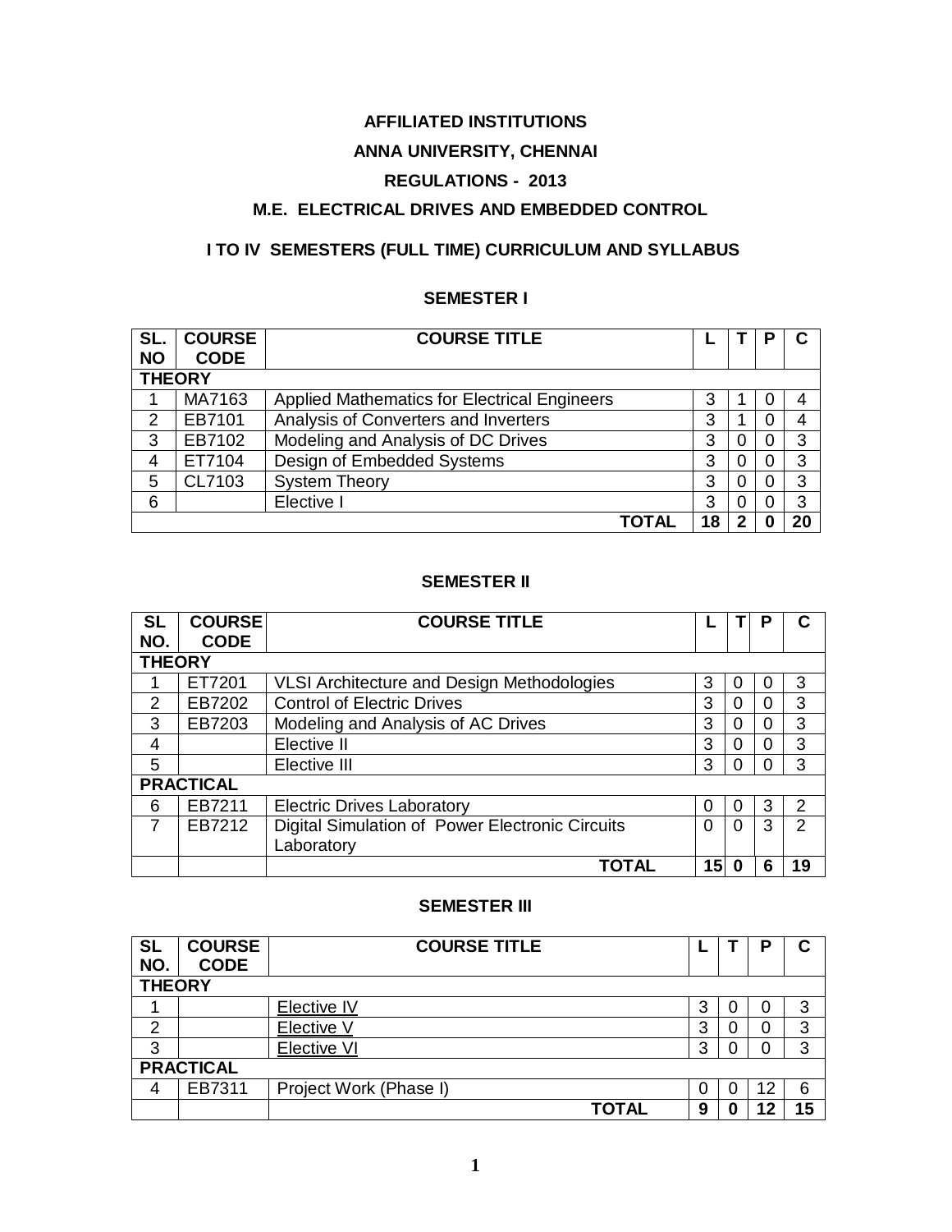**AFFILIATED INSTITUTIONS**

**ANNA UNIVERSITY, CHENNAI**

**REGULATIONS - 2013**

**M.E. ELECTRICAL DRIVES AND EMBEDDED CONTROL**

**I TO IV SEMESTERS (FULL TIME) CURRICULUM AND SYLLABUS**

## SEMESTER I

| SL. NO | COURSE CODE | COURSE TITLE | L | T | P | C |
|---|---|---|---|---|---|---|
| **THEORY** | | | | | | |
| 1 | MA7163 | Applied Mathematics for Electrical Engineers | 3 | 1 | 0 | 4 |
| 2 | EB7101 | Analysis of Converters and Inverters | 3 | 1 | 0 | 4 |
| 3 | EB7102 | Modeling and Analysis of DC Drives | 3 | 0 | 0 | 3 |
| 4 | ET7104 | Design of Embedded Systems | 3 | 0 | 0 | 3 |
| 5 | CL7103 | System Theory | 3 | 0 | 0 | 3 |
| 6 | | Elective I | 3 | 0 | 0 | 3 |
| | | **TOTAL** | **18** | **2** | **0** | **20** |

## SEMESTER II

| SL NO. | COURSE CODE | COURSE TITLE | L | T | P | C |
|---|---|---|---|---|---|---|
| **THEORY** | | | | | | |
| 1 | ET7201 | VLSI Architecture and Design Methodologies | 3 | 0 | 0 | 3 |
| 2 | EB7202 | Control of Electric Drives | 3 | 0 | 0 | 3 |
| 3 | EB7203 | Modeling and Analysis of AC Drives | 3 | 0 | 0 | 3 |
| 4 | | Elective II | 3 | 0 | 0 | 3 |
| 5 | | Elective III | 3 | 0 | 0 | 3 |
| **PRACTICAL** | | | | | | |
| 6 | EB7211 | Electric Drives Laboratory | 0 | 0 | 3 | 2 |
| 7 | EB7212 | Digital Simulation of Power Electronic Circuits Laboratory | 0 | 0 | 3 | 2 |
| | | **TOTAL** | **15** | **0** | **6** | **19** |

## SEMESTER III

| SL NO. | COURSE CODE | COURSE TITLE | L | T | P | C |
|---|---|---|---|---|---|---|
| **THEORY** | | | | | | |
| 1 | | Elective IV | 3 | 0 | 0 | 3 |
| 2 | | Elective V | 3 | 0 | 0 | 3 |
| 3 | | Elective VI | 3 | 0 | 0 | 3 |
| **PRACTICAL** | | | | | | |
| 4 | EB7311 | Project Work (Phase I) | 0 | 0 | 12 | 6 |
| | | **TOTAL** | **9** | **0** | **12** | **15** |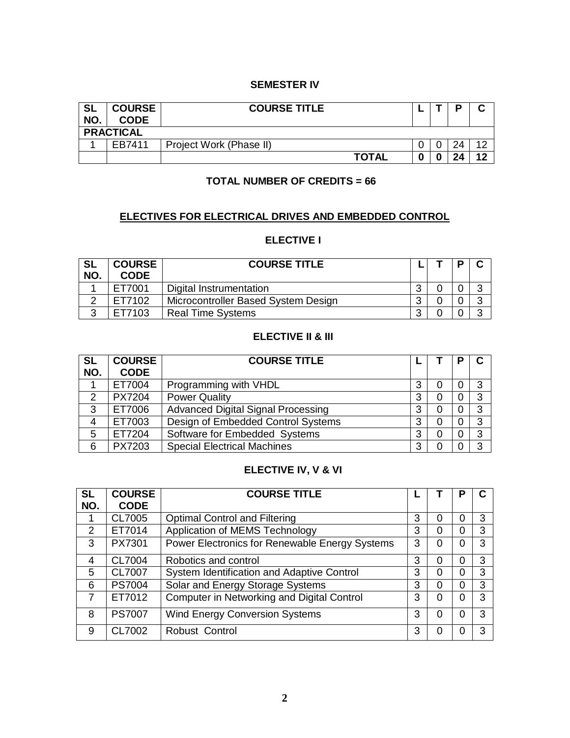## SEMESTER IV

| SL NO. | COURSE CODE | COURSE TITLE | L | T | P | C |
|---|---|---|---|---|---|---|
| **PRACTICAL** | | | | | | |
| 1 | EB7411 | Project Work (Phase II) | 0 | 0 | 24 | 12 |
| | | **TOTAL** | **0** | **0** | **24** | **12** |

### TOTAL NUMBER OF CREDITS = 66

## ELECTIVES FOR ELECTRICAL DRIVES AND EMBEDDED CONTROL

### ELECTIVE I

| SL NO. | COURSE CODE | COURSE TITLE | L | T | P | C |
|---|---|---|---|---|---|---|
| 1 | ET7001 | Digital Instrumentation | 3 | 0 | 0 | 3 |
| 2 | ET7102 | Microcontroller Based System Design | 3 | 0 | 0 | 3 |
| 3 | ET7103 | Real Time Systems | 3 | 0 | 0 | 3 |

### ELECTIVE II & III

| SL NO. | COURSE CODE | COURSE TITLE | L | T | P | C |
|---|---|---|---|---|---|---|
| 1 | ET7004 | Programming with VHDL | 3 | 0 | 0 | 3 |
| 2 | PX7204 | Power Quality | 3 | 0 | 0 | 3 |
| 3 | ET7006 | Advanced Digital Signal Processing | 3 | 0 | 0 | 3 |
| 4 | ET7003 | Design of Embedded Control Systems | 3 | 0 | 0 | 3 |
| 5 | ET7204 | Software for Embedded Systems | 3 | 0 | 0 | 3 |
| 6 | PX7203 | Special Electrical Machines | 3 | 0 | 0 | 3 |

### ELECTIVE IV, V & VI

| SL NO. | COURSE CODE | COURSE TITLE | L | T | P | C |
|---|---|---|---|---|---|---|
| 1 | CL7005 | Optimal Control and Filtering | 3 | 0 | 0 | 3 |
| 2 | ET7014 | Application of MEMS Technology | 3 | 0 | 0 | 3 |
| 3 | PX7301 | Power Electronics for Renewable Energy Systems | 3 | 0 | 0 | 3 |
| 4 | CL7004 | Robotics and control | 3 | 0 | 0 | 3 |
| 5 | CL7007 | System Identification and Adaptive Control | 3 | 0 | 0 | 3 |
| 6 | PS7004 | Solar and Energy Storage Systems | 3 | 0 | 0 | 3 |
| 7 | ET7012 | Computer in Networking and Digital Control | 3 | 0 | 0 | 3 |
| 8 | PS7007 | Wind Energy Conversion Systems | 3 | 0 | 0 | 3 |
| 9 | CL7002 | Robust Control | 3 | 0 | 0 | 3 |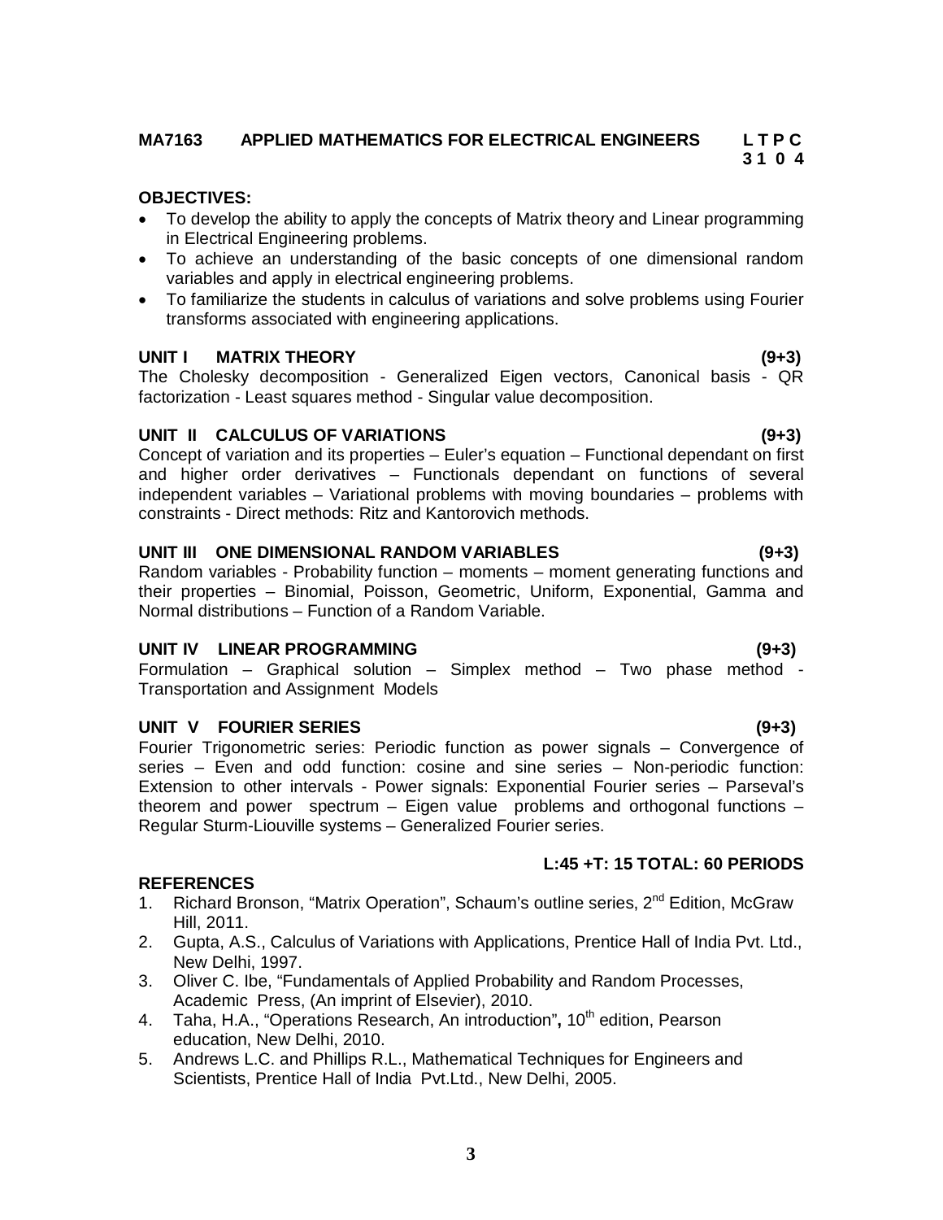## MA7163 APPLIED MATHEMATICS FOR ELECTRICAL ENGINEERS

**L T P C**
**3 1 0 4**

**OBJECTIVES:**

- To develop the ability to apply the concepts of Matrix theory and Linear programming in Electrical Engineering problems.
- To achieve an understanding of the basic concepts of one dimensional random variables and apply in electrical engineering problems.
- To familiarize the students in calculus of variations and solve problems using Fourier transforms associated with engineering applications.

### UNIT I MATRIX THEORY (9+3)

The Cholesky decomposition - Generalized Eigen vectors, Canonical basis - QR factorization - Least squares method - Singular value decomposition.

### UNIT II CALCULUS OF VARIATIONS (9+3)

Concept of variation and its properties – Euler's equation – Functional dependant on first and higher order derivatives – Functionals dependant on functions of several independent variables – Variational problems with moving boundaries – problems with constraints - Direct methods: Ritz and Kantorovich methods.

### UNIT III ONE DIMENSIONAL RANDOM VARIABLES (9+3)

Random variables - Probability function – moments – moment generating functions and their properties – Binomial, Poisson, Geometric, Uniform, Exponential, Gamma and Normal distributions – Function of a Random Variable.

### UNIT IV LINEAR PROGRAMMING (9+3)

Formulation – Graphical solution – Simplex method – Two phase method - Transportation and Assignment Models

### UNIT V FOURIER SERIES (9+3)

Fourier Trigonometric series: Periodic function as power signals – Convergence of series – Even and odd function: cosine and sine series – Non-periodic function: Extension to other intervals - Power signals: Exponential Fourier series – Parseval's theorem and power spectrum – Eigen value problems and orthogonal functions – Regular Sturm-Liouville systems – Generalized Fourier series.

**L:45 +T: 15 TOTAL: 60 PERIODS**

**REFERENCES**

1. Richard Bronson, "Matrix Operation", Schaum's outline series, 2nd Edition, McGraw Hill, 2011.
2. Gupta, A.S., Calculus of Variations with Applications, Prentice Hall of India Pvt. Ltd., New Delhi, 1997.
3. Oliver C. Ibe, "Fundamentals of Applied Probability and Random Processes, Academic Press, (An imprint of Elsevier), 2010.
4. Taha, H.A., "Operations Research, An introduction", 10th edition, Pearson education, New Delhi, 2010.
5. Andrews L.C. and Phillips R.L., Mathematical Techniques for Engineers and Scientists, Prentice Hall of India Pvt.Ltd., New Delhi, 2005.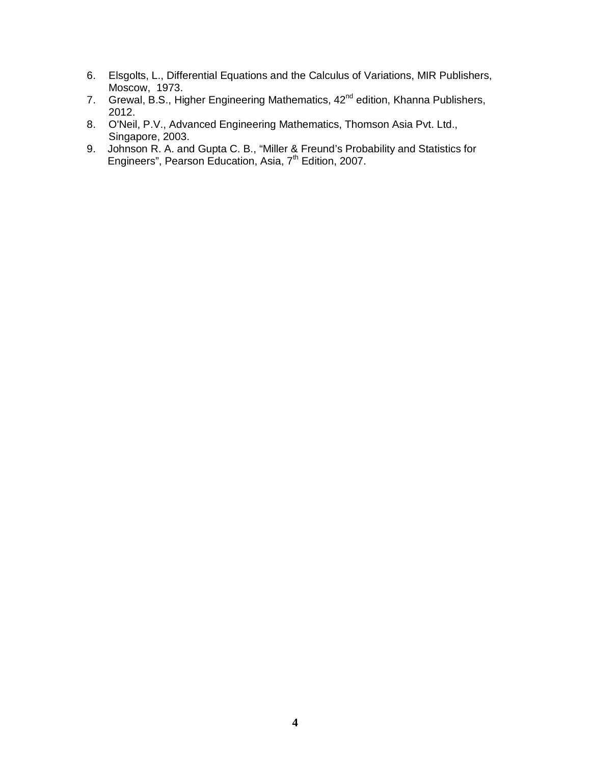6. Elsgolts, L., Differential Equations and the Calculus of Variations, MIR Publishers, Moscow, 1973.
7. Grewal, B.S., Higher Engineering Mathematics, 42nd edition, Khanna Publishers, 2012.
8. O'Neil, P.V., Advanced Engineering Mathematics, Thomson Asia Pvt. Ltd., Singapore, 2003.
9. Johnson R. A. and Gupta C. B., "Miller & Freund's Probability and Statistics for Engineers", Pearson Education, Asia, 7th Edition, 2007.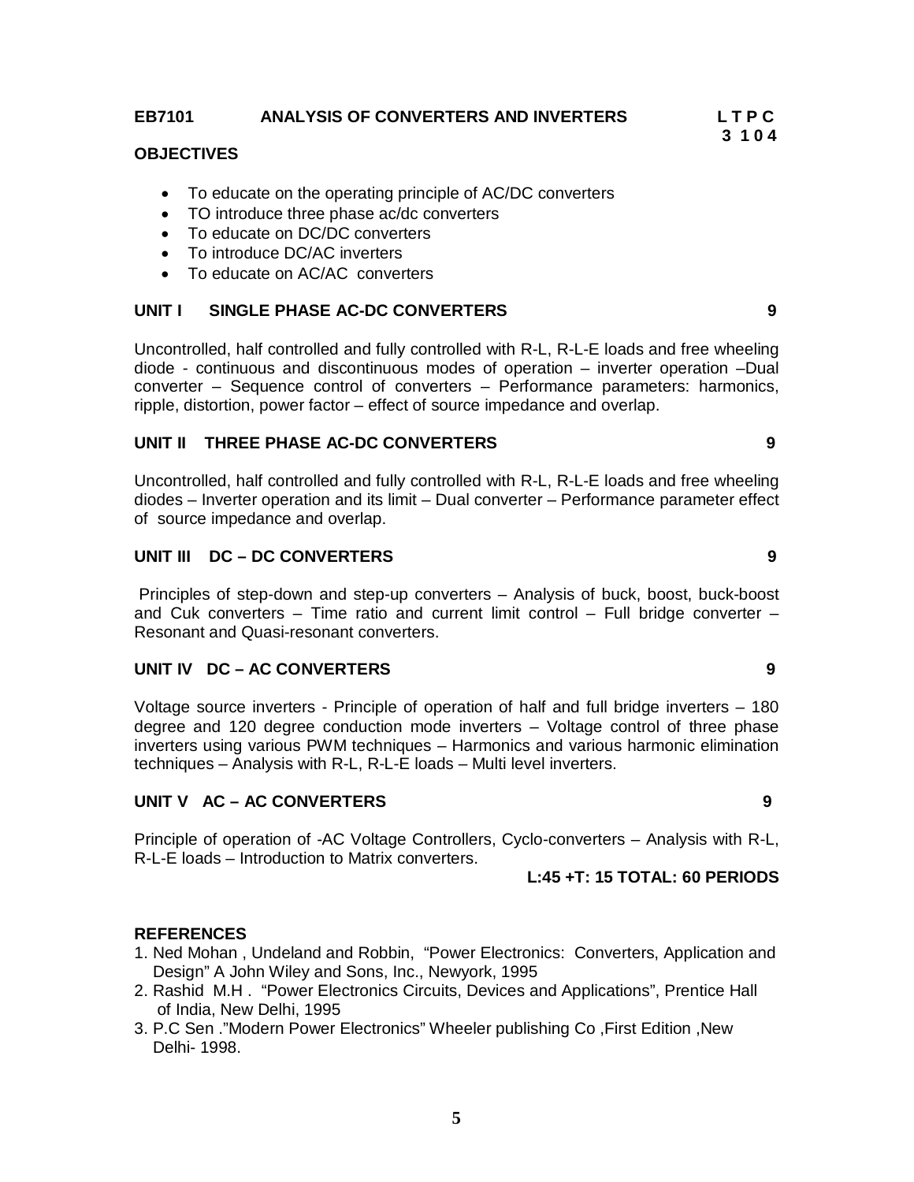**EB7101 ANALYSIS OF CONVERTERS AND INVERTERS** **L T P C**
**3 1 0 4**

**OBJECTIVES**

- To educate on the operating principle of AC/DC converters
- TO introduce three phase ac/dc converters
- To educate on DC/DC converters
- To introduce DC/AC inverters
- To educate on AC/AC converters

**UNIT I SINGLE PHASE AC-DC CONVERTERS 9**

Uncontrolled, half controlled and fully controlled with R-L, R-L-E loads and free wheeling diode - continuous and discontinuous modes of operation – inverter operation –Dual converter – Sequence control of converters – Performance parameters: harmonics, ripple, distortion, power factor – effect of source impedance and overlap.

**UNIT II THREE PHASE AC-DC CONVERTERS 9**

Uncontrolled, half controlled and fully controlled with R-L, R-L-E loads and free wheeling diodes – Inverter operation and its limit – Dual converter – Performance parameter effect of source impedance and overlap.

**UNIT III DC – DC CONVERTERS 9**

Principles of step-down and step-up converters – Analysis of buck, boost, buck-boost and Cuk converters – Time ratio and current limit control – Full bridge converter – Resonant and Quasi-resonant converters.

**UNIT IV DC – AC CONVERTERS 9**

Voltage source inverters - Principle of operation of half and full bridge inverters – 180 degree and 120 degree conduction mode inverters – Voltage control of three phase inverters using various PWM techniques – Harmonics and various harmonic elimination techniques – Analysis with R-L, R-L-E loads – Multi level inverters.

**UNIT V AC – AC CONVERTERS 9**

Principle of operation of -AC Voltage Controllers, Cyclo-converters – Analysis with R-L, R-L-E loads – Introduction to Matrix converters.

**L:45 +T: 15 TOTAL: 60 PERIODS**

**REFERENCES**

1. Ned Mohan , Undeland and Robbin, "Power Electronics: Converters, Application and Design" A John Wiley and Sons, Inc., Newyork, 1995
2. Rashid M.H . "Power Electronics Circuits, Devices and Applications", Prentice Hall of India, New Delhi, 1995
3. P.C Sen ."Modern Power Electronics" Wheeler publishing Co ,First Edition ,New Delhi- 1998.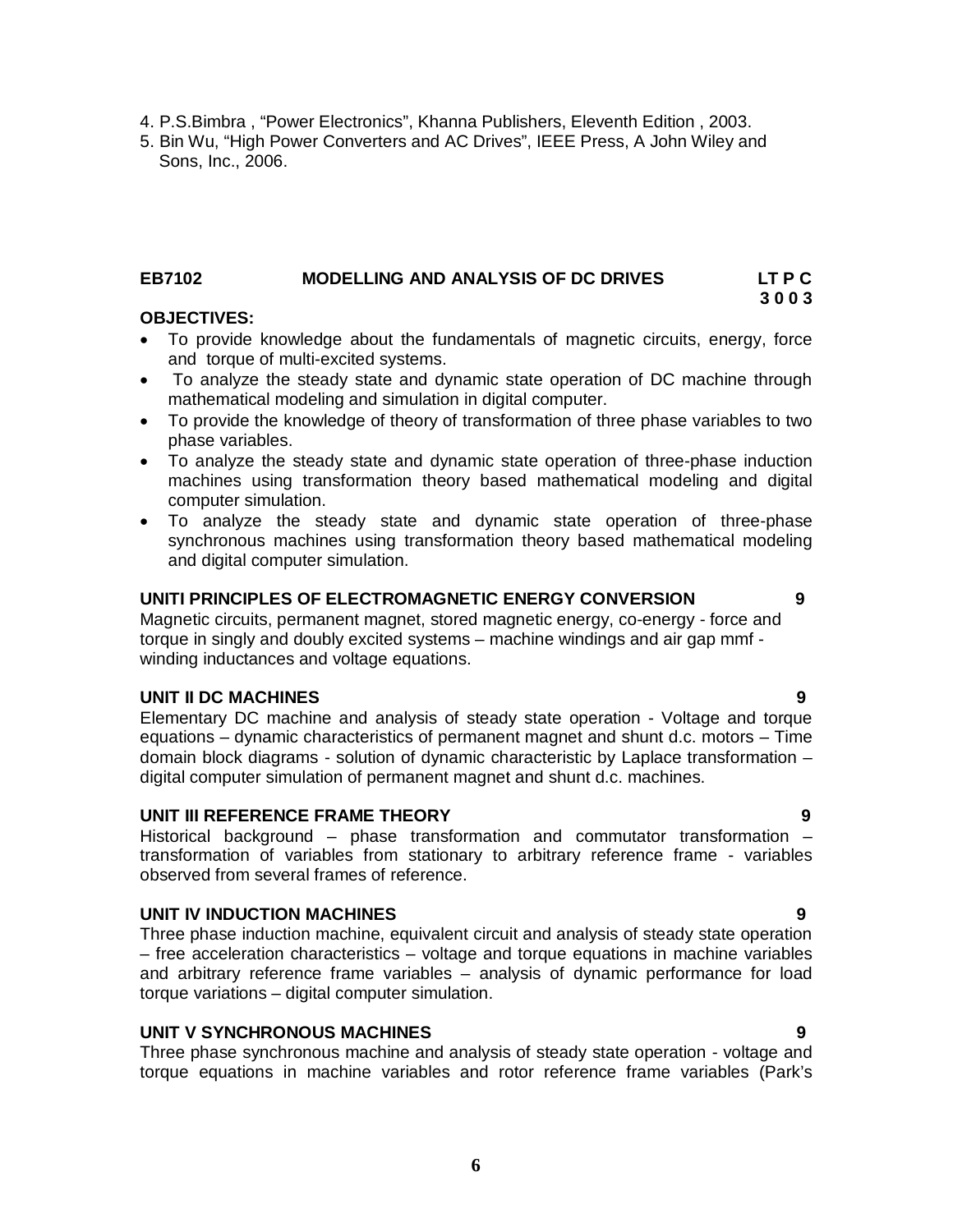4. P.S.Bimbra , “Power Electronics”, Khanna Publishers, Eleventh Edition , 2003.
5. Bin Wu, “High Power Converters and AC Drives”, IEEE Press, A John Wiley and Sons, Inc., 2006.

## EB7102 MODELLING AND ANALYSIS OF DC DRIVES

**LT P C**
**3 0 0 3**

**OBJECTIVES:**

- To provide knowledge about the fundamentals of magnetic circuits, energy, force and torque of multi-excited systems.
- To analyze the steady state and dynamic state operation of DC machine through mathematical modeling and simulation in digital computer.
- To provide the knowledge of theory of transformation of three phase variables to two phase variables.
- To analyze the steady state and dynamic state operation of three-phase induction machines using transformation theory based mathematical modeling and digital computer simulation.
- To analyze the steady state and dynamic state operation of three-phase synchronous machines using transformation theory based mathematical modeling and digital computer simulation.

**UNITI PRINCIPLES OF ELECTROMAGNETIC ENERGY CONVERSION 9**

Magnetic circuits, permanent magnet, stored magnetic energy, co-energy - force and torque in singly and doubly excited systems – machine windings and air gap mmf - winding inductances and voltage equations.

**UNIT II DC MACHINES 9**

Elementary DC machine and analysis of steady state operation - Voltage and torque equations – dynamic characteristics of permanent magnet and shunt d.c. motors – Time domain block diagrams - solution of dynamic characteristic by Laplace transformation – digital computer simulation of permanent magnet and shunt d.c. machines.

**UNIT III REFERENCE FRAME THEORY 9**

Historical background – phase transformation and commutator transformation – transformation of variables from stationary to arbitrary reference frame - variables observed from several frames of reference.

**UNIT IV INDUCTION MACHINES 9**

Three phase induction machine, equivalent circuit and analysis of steady state operation – free acceleration characteristics – voltage and torque equations in machine variables and arbitrary reference frame variables – analysis of dynamic performance for load torque variations – digital computer simulation.

**UNIT V SYNCHRONOUS MACHINES 9**

Three phase synchronous machine and analysis of steady state operation - voltage and torque equations in machine variables and rotor reference frame variables (Park’s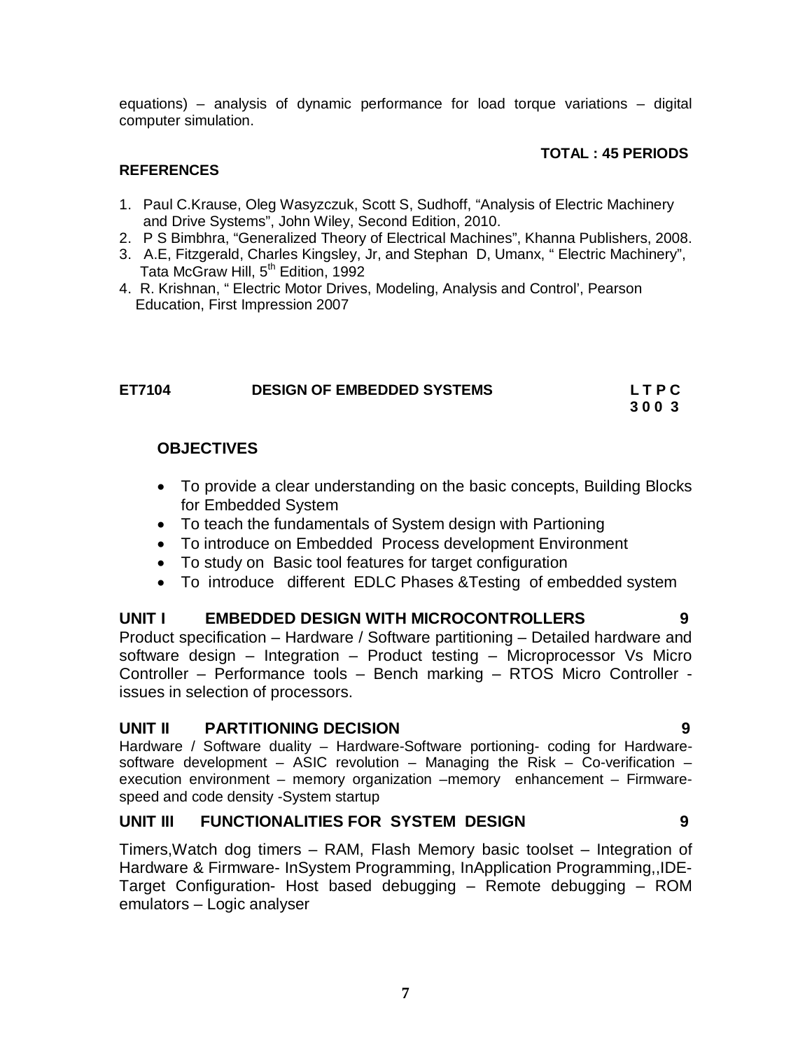equations) – analysis of dynamic performance for load torque variations – digital computer simulation.

**TOTAL : 45 PERIODS**

**REFERENCES**

1. Paul C.Krause, Oleg Wasyzczuk, Scott S, Sudhoff, “Analysis of Electric Machinery and Drive Systems”, John Wiley, Second Edition, 2010.
2. P S Bimbhra, “Generalized Theory of Electrical Machines”, Khanna Publishers, 2008.
3. A.E, Fitzgerald, Charles Kingsley, Jr, and Stephan D, Umanx, “ Electric Machinery”, Tata McGraw Hill, 5th Edition, 1992
4. R. Krishnan, “ Electric Motor Drives, Modeling, Analysis and Control’, Pearson Education, First Impression 2007

**ET7104 DESIGN OF EMBEDDED SYSTEMS L T P C 3 0 0 3**

**OBJECTIVES**

- To provide a clear understanding on the basic concepts, Building Blocks for Embedded System
- To teach the fundamentals of System design with Partioning
- To introduce on Embedded Process development Environment
- To study on Basic tool features for target configuration
- To introduce different EDLC Phases &Testing of embedded system

**UNIT I EMBEDDED DESIGN WITH MICROCONTROLLERS 9**

Product specification – Hardware / Software partitioning – Detailed hardware and software design – Integration – Product testing – Microprocessor Vs Micro Controller – Performance tools – Bench marking – RTOS Micro Controller - issues in selection of processors.

**UNIT II PARTITIONING DECISION 9**

Hardware / Software duality – Hardware-Software portioning- coding for Hardware-software development – ASIC revolution – Managing the Risk – Co-verification – execution environment – memory organization –memory enhancement – Firmware-speed and code density -System startup

**UNIT III FUNCTIONALITIES FOR SYSTEM DESIGN 9**

Timers,Watch dog timers – RAM, Flash Memory basic toolset – Integration of Hardware & Firmware- InSystem Programming, InApplication Programming,,IDE-Target Configuration- Host based debugging – Remote debugging – ROM emulators – Logic analyser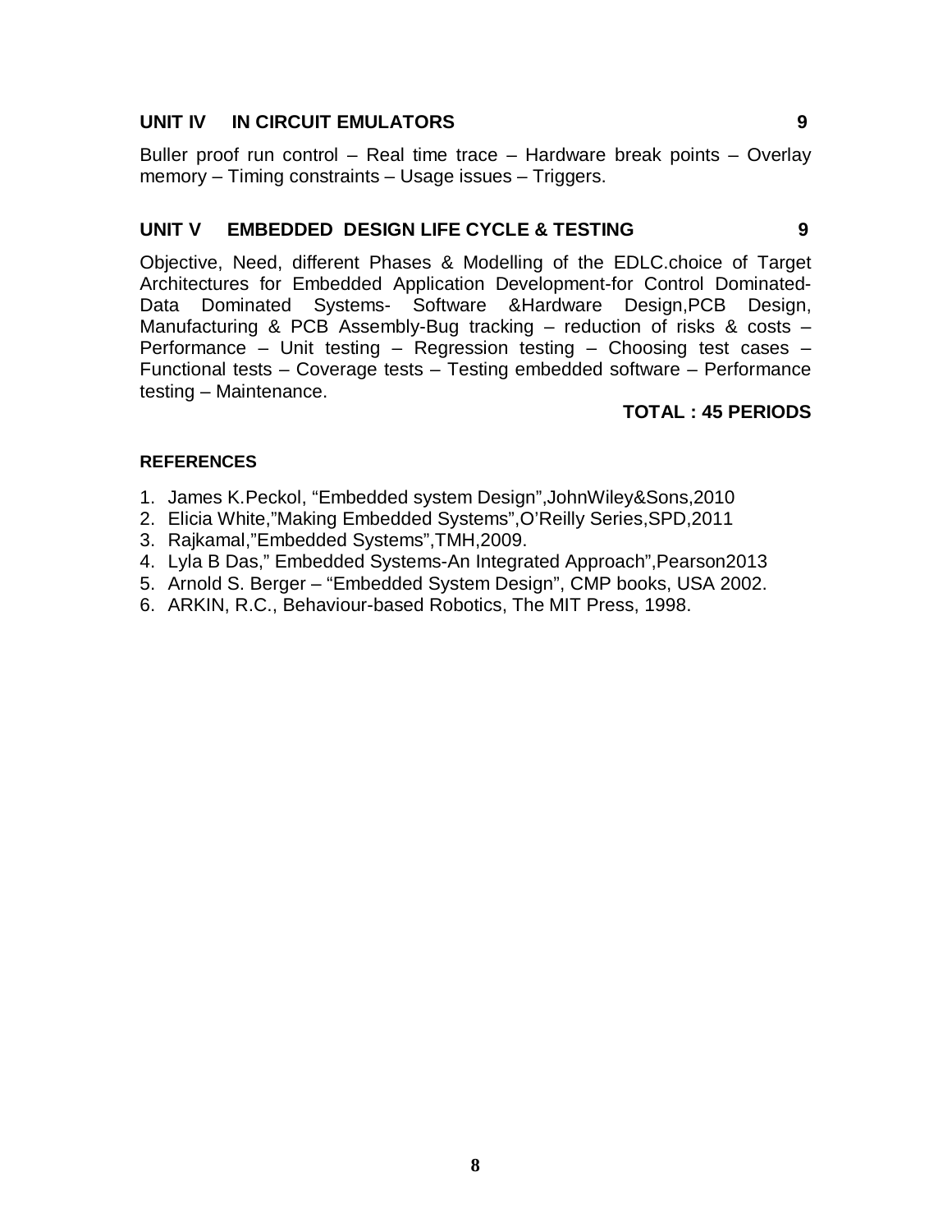**UNIT IV IN CIRCUIT EMULATORS 9**

Buller proof run control – Real time trace – Hardware break points – Overlay memory – Timing constraints – Usage issues – Triggers.

**UNIT V EMBEDDED DESIGN LIFE CYCLE & TESTING 9**

Objective, Need, different Phases & Modelling of the EDLC.choice of Target Architectures for Embedded Application Development-for Control Dominated-Data Dominated Systems- Software &Hardware Design,PCB Design, Manufacturing & PCB Assembly-Bug tracking – reduction of risks & costs – Performance – Unit testing – Regression testing – Choosing test cases – Functional tests – Coverage tests – Testing embedded software – Performance testing – Maintenance.

**TOTAL : 45 PERIODS**

**REFERENCES**

1. James K.Peckol, "Embedded system Design",JohnWiley&Sons,2010
2. Elicia White,"Making Embedded Systems",O'Reilly Series,SPD,2011
3. Rajkamal,"Embedded Systems",TMH,2009.
4. Lyla B Das," Embedded Systems-An Integrated Approach",Pearson2013
5. Arnold S. Berger – "Embedded System Design", CMP books, USA 2002.
6. ARKIN, R.C., Behaviour-based Robotics, The MIT Press, 1998.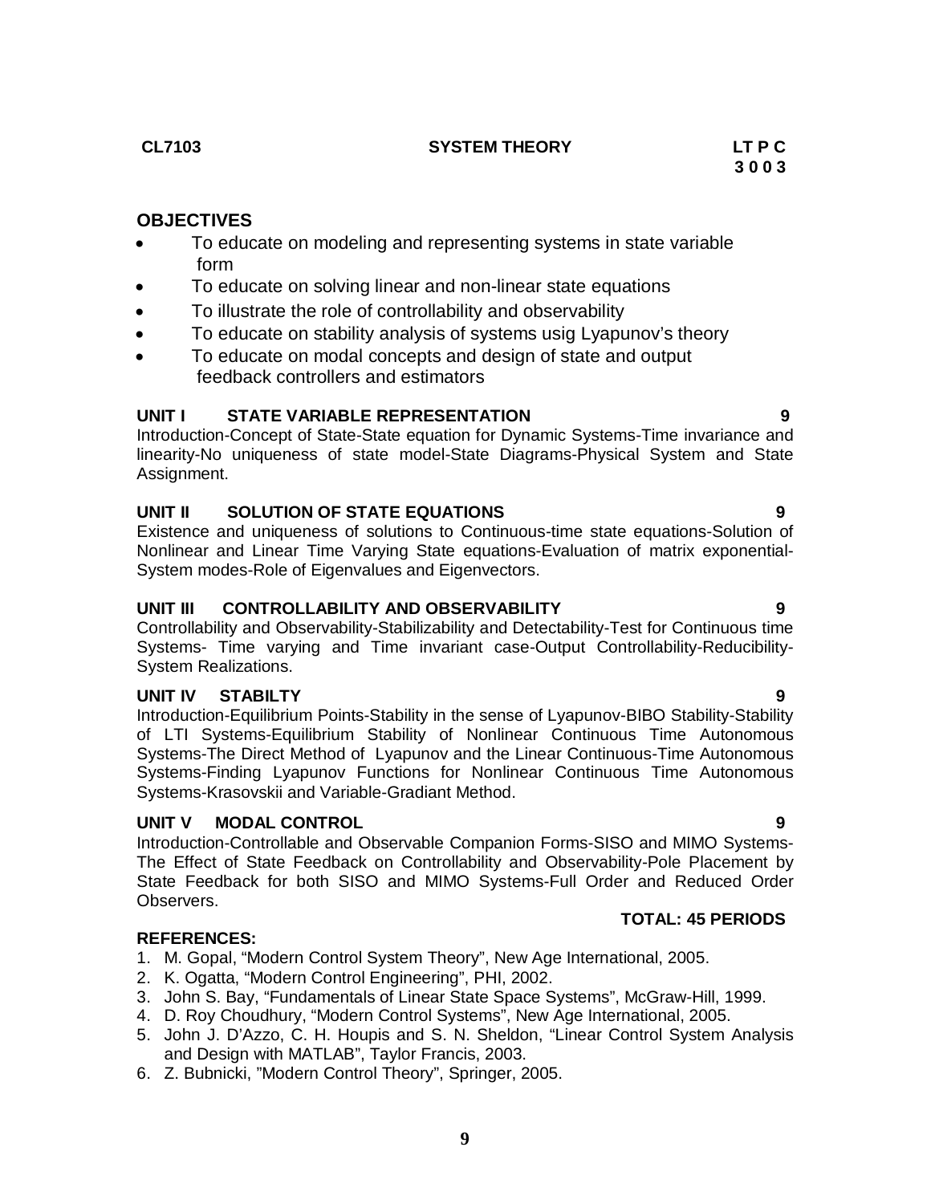**CL7103 SYSTEM THEORY LT P C**
**3 0 0 3**

## OBJECTIVES

- To educate on modeling and representing systems in state variable form
- To educate on solving linear and non-linear state equations
- To illustrate the role of controllability and observability
- To educate on stability analysis of systems usig Lyapunov's theory
- To educate on modal concepts and design of state and output feedback controllers and estimators

### UNIT I STATE VARIABLE REPRESENTATION 9

Introduction-Concept of State-State equation for Dynamic Systems-Time invariance and linearity-No uniqueness of state model-State Diagrams-Physical System and State Assignment.

### UNIT II SOLUTION OF STATE EQUATIONS 9

Existence and uniqueness of solutions to Continuous-time state equations-Solution of Nonlinear and Linear Time Varying State equations-Evaluation of matrix exponential-System modes-Role of Eigenvalues and Eigenvectors.

### UNIT III CONTROLLABILITY AND OBSERVABILITY 9

Controllability and Observability-Stabilizability and Detectability-Test for Continuous time Systems- Time varying and Time invariant case-Output Controllability-Reducibility-System Realizations.

### UNIT IV STABILTY 9

Introduction-Equilibrium Points-Stability in the sense of Lyapunov-BIBO Stability-Stability of LTI Systems-Equilibrium Stability of Nonlinear Continuous Time Autonomous Systems-The Direct Method of Lyapunov and the Linear Continuous-Time Autonomous Systems-Finding Lyapunov Functions for Nonlinear Continuous Time Autonomous Systems-Krasovskii and Variable-Gradiant Method.

### UNIT V MODAL CONTROL 9

Introduction-Controllable and Observable Companion Forms-SISO and MIMO Systems-The Effect of State Feedback on Controllability and Observability-Pole Placement by State Feedback for both SISO and MIMO Systems-Full Order and Reduced Order Observers.

**TOTAL: 45 PERIODS**

## REFERENCES:

1. M. Gopal, "Modern Control System Theory", New Age International, 2005.
2. K. Ogatta, "Modern Control Engineering", PHI, 2002.
3. John S. Bay, "Fundamentals of Linear State Space Systems", McGraw-Hill, 1999.
4. D. Roy Choudhury, "Modern Control Systems", New Age International, 2005.
5. John J. D'Azzo, C. H. Houpis and S. N. Sheldon, "Linear Control System Analysis and Design with MATLAB", Taylor Francis, 2003.
6. Z. Bubnicki, "Modern Control Theory", Springer, 2005.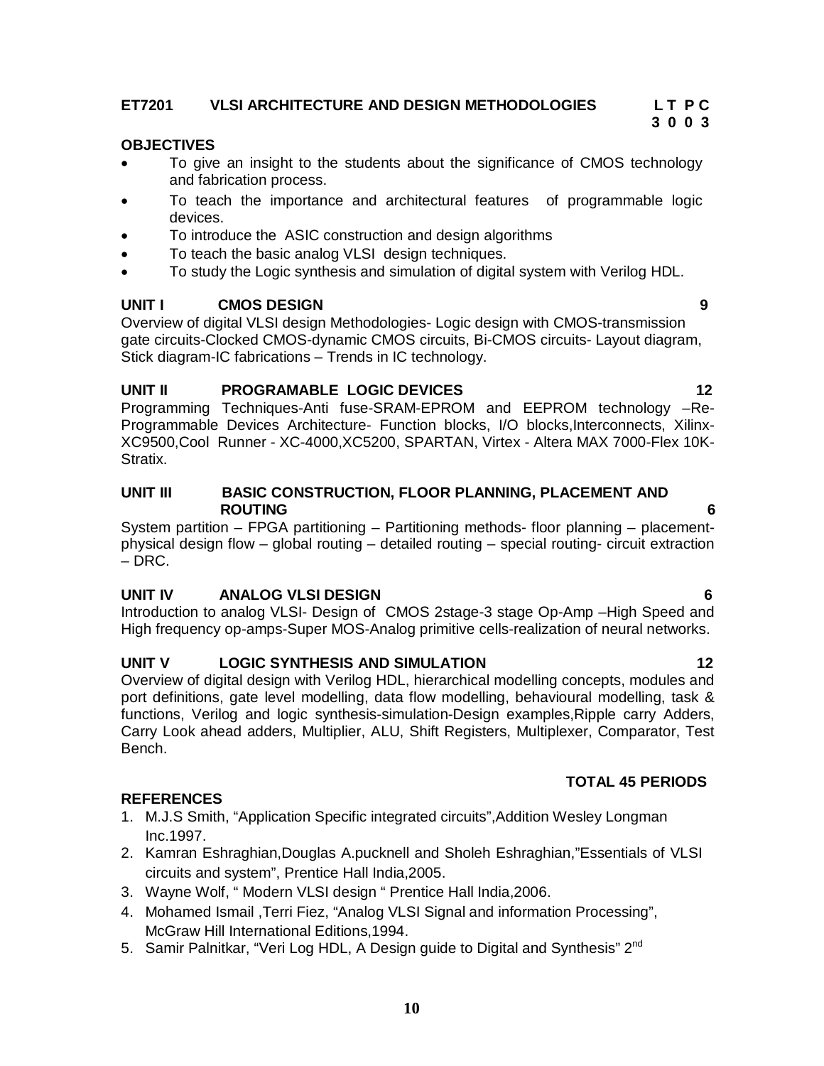**ET7201 VLSI ARCHITECTURE AND DESIGN METHODOLOGIES** **L T P C**
**3 0 0 3**

**OBJECTIVES**

- To give an insight to the students about the significance of CMOS technology and fabrication process.
- To teach the importance and architectural features of programmable logic devices.
- To introduce the ASIC construction and design algorithms
- To teach the basic analog VLSI design techniques.
- To study the Logic synthesis and simulation of digital system with Verilog HDL.

**UNIT I CMOS DESIGN 9**

Overview of digital VLSI design Methodologies- Logic design with CMOS-transmission gate circuits-Clocked CMOS-dynamic CMOS circuits, Bi-CMOS circuits- Layout diagram, Stick diagram-IC fabrications – Trends in IC technology.

**UNIT II PROGRAMABLE LOGIC DEVICES 12**

Programming Techniques-Anti fuse-SRAM-EPROM and EEPROM technology –Re-Programmable Devices Architecture- Function blocks, I/O blocks,Interconnects, Xilinx-XC9500,Cool Runner - XC-4000,XC5200, SPARTAN, Virtex - Altera MAX 7000-Flex 10K-Stratix.

**UNIT III BASIC CONSTRUCTION, FLOOR PLANNING, PLACEMENT AND ROUTING 6**

System partition – FPGA partitioning – Partitioning methods- floor planning – placement-physical design flow – global routing – detailed routing – special routing- circuit extraction – DRC.

**UNIT IV ANALOG VLSI DESIGN 6**

Introduction to analog VLSI- Design of CMOS 2stage-3 stage Op-Amp –High Speed and High frequency op-amps-Super MOS-Analog primitive cells-realization of neural networks.

**UNIT V LOGIC SYNTHESIS AND SIMULATION 12**

Overview of digital design with Verilog HDL, hierarchical modelling concepts, modules and port definitions, gate level modelling, data flow modelling, behavioural modelling, task & functions, Verilog and logic synthesis-simulation-Design examples,Ripple carry Adders, Carry Look ahead adders, Multiplier, ALU, Shift Registers, Multiplexer, Comparator, Test Bench.

**TOTAL 45 PERIODS**

**REFERENCES**

1. M.J.S Smith, "Application Specific integrated circuits",Addition Wesley Longman Inc.1997.
2. Kamran Eshraghian,Douglas A.pucknell and Sholeh Eshraghian,"Essentials of VLSI circuits and system", Prentice Hall India,2005.
3. Wayne Wolf, " Modern VLSI design " Prentice Hall India,2006.
4. Mohamed Ismail ,Terri Fiez, "Analog VLSI Signal and information Processing", McGraw Hill International Editions,1994.
5. Samir Palnitkar, "Veri Log HDL, A Design guide to Digital and Synthesis" 2nd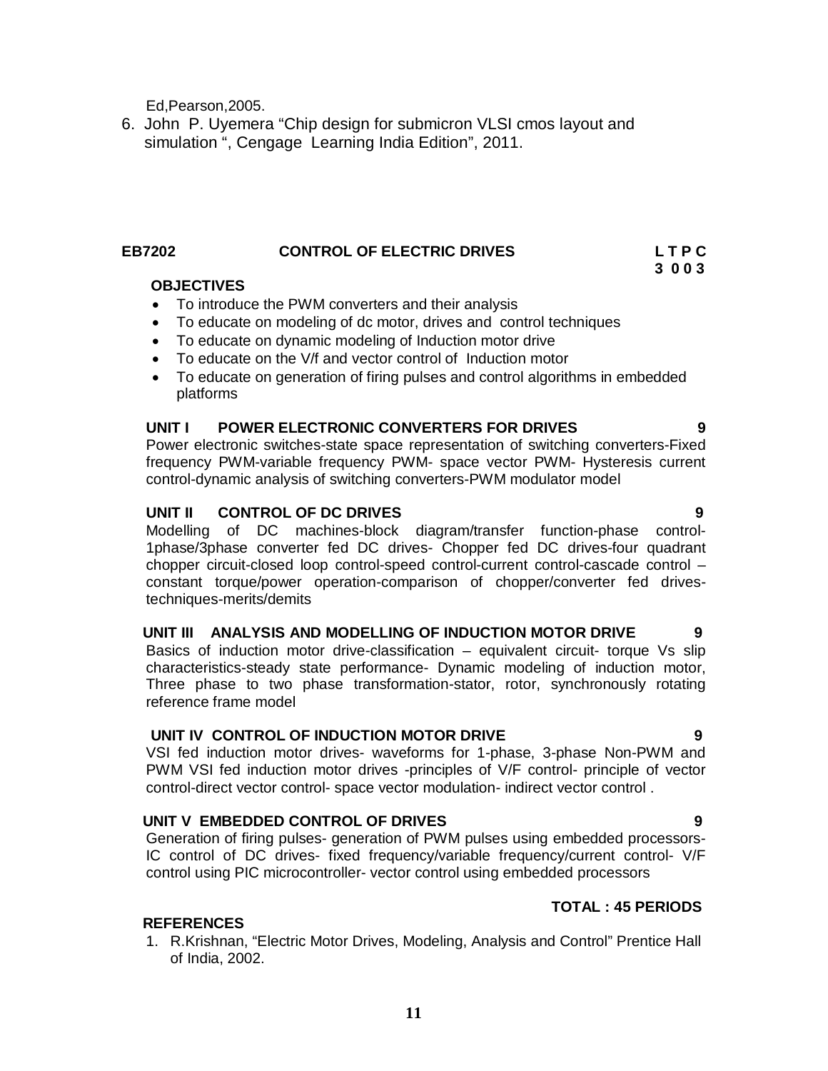Ed,Pearson,2005.

6. John P. Uyemera “Chip design for submicron VLSI cmos layout and simulation “, Cengage Learning India Edition”, 2011.

## EB7202 CONTROL OF ELECTRIC DRIVES

**L T P C**
**3 0 0 3**

**OBJECTIVES**

- To introduce the PWM converters and their analysis
- To educate on modeling of dc motor, drives and control techniques
- To educate on dynamic modeling of Induction motor drive
- To educate on the V/f and vector control of Induction motor
- To educate on generation of firing pulses and control algorithms in embedded platforms

**UNIT I POWER ELECTRONIC CONVERTERS FOR DRIVES 9**

Power electronic switches-state space representation of switching converters-Fixed frequency PWM-variable frequency PWM- space vector PWM- Hysteresis current control-dynamic analysis of switching converters-PWM modulator model

**UNIT II CONTROL OF DC DRIVES 9**

Modelling of DC machines-block diagram/transfer function-phase control-1phase/3phase converter fed DC drives- Chopper fed DC drives-four quadrant chopper circuit-closed loop control-speed control-current control-cascade control –constant torque/power operation-comparison of chopper/converter fed drives-techniques-merits/demits

**UNIT III ANALYSIS AND MODELLING OF INDUCTION MOTOR DRIVE 9**

Basics of induction motor drive-classification – equivalent circuit- torque Vs slip characteristics-steady state performance- Dynamic modeling of induction motor, Three phase to two phase transformation-stator, rotor, synchronously rotating reference frame model

**UNIT IV CONTROL OF INDUCTION MOTOR DRIVE 9**

VSI fed induction motor drives- waveforms for 1-phase, 3-phase Non-PWM and PWM VSI fed induction motor drives -principles of V/F control- principle of vector control-direct vector control- space vector modulation- indirect vector control .

**UNIT V EMBEDDED CONTROL OF DRIVES 9**

Generation of firing pulses- generation of PWM pulses using embedded processors-IC control of DC drives- fixed frequency/variable frequency/current control- V/F control using PIC microcontroller- vector control using embedded processors

**TOTAL : 45 PERIODS**

**REFERENCES**

1. R.Krishnan, “Electric Motor Drives, Modeling, Analysis and Control” Prentice Hall of India, 2002.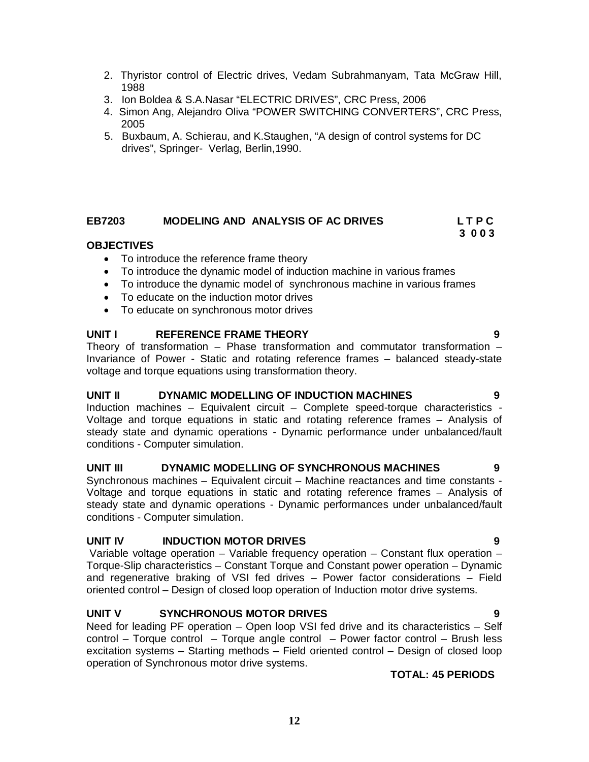2. Thyristor control of Electric drives, Vedam Subrahmanyam, Tata McGraw Hill, 1988
3. Ion Boldea & S.A.Nasar "ELECTRIC DRIVES", CRC Press, 2006
4. Simon Ang, Alejandro Oliva "POWER SWITCHING CONVERTERS", CRC Press, 2005
5. Buxbaum, A. Schierau, and K.Staughen, "A design of control systems for DC drives", Springer- Verlag, Berlin,1990.

## EB7203 MODELING AND ANALYSIS OF AC DRIVES

**L T P C**
**3 0 0 3**

### OBJECTIVES

- To introduce the reference frame theory
- To introduce the dynamic model of induction machine in various frames
- To introduce the dynamic model of synchronous machine in various frames
- To educate on the induction motor drives
- To educate on synchronous motor drives

### UNIT I REFERENCE FRAME THEORY — 9

Theory of transformation – Phase transformation and commutator transformation – Invariance of Power - Static and rotating reference frames – balanced steady-state voltage and torque equations using transformation theory.

### UNIT II DYNAMIC MODELLING OF INDUCTION MACHINES — 9

Induction machines – Equivalent circuit – Complete speed-torque characteristics - Voltage and torque equations in static and rotating reference frames – Analysis of steady state and dynamic operations - Dynamic performance under unbalanced/fault conditions - Computer simulation.

### UNIT III DYNAMIC MODELLING OF SYNCHRONOUS MACHINES — 9

Synchronous machines – Equivalent circuit – Machine reactances and time constants - Voltage and torque equations in static and rotating reference frames – Analysis of steady state and dynamic operations - Dynamic performances under unbalanced/fault conditions - Computer simulation.

### UNIT IV INDUCTION MOTOR DRIVES — 9

Variable voltage operation – Variable frequency operation – Constant flux operation – Torque-Slip characteristics – Constant Torque and Constant power operation – Dynamic and regenerative braking of VSI fed drives – Power factor considerations – Field oriented control – Design of closed loop operation of Induction motor drive systems.

### UNIT V SYNCHRONOUS MOTOR DRIVES — 9

Need for leading PF operation – Open loop VSI fed drive and its characteristics – Self control – Torque control – Torque angle control – Power factor control – Brush less excitation systems – Starting methods – Field oriented control – Design of closed loop operation of Synchronous motor drive systems.

**TOTAL: 45 PERIODS**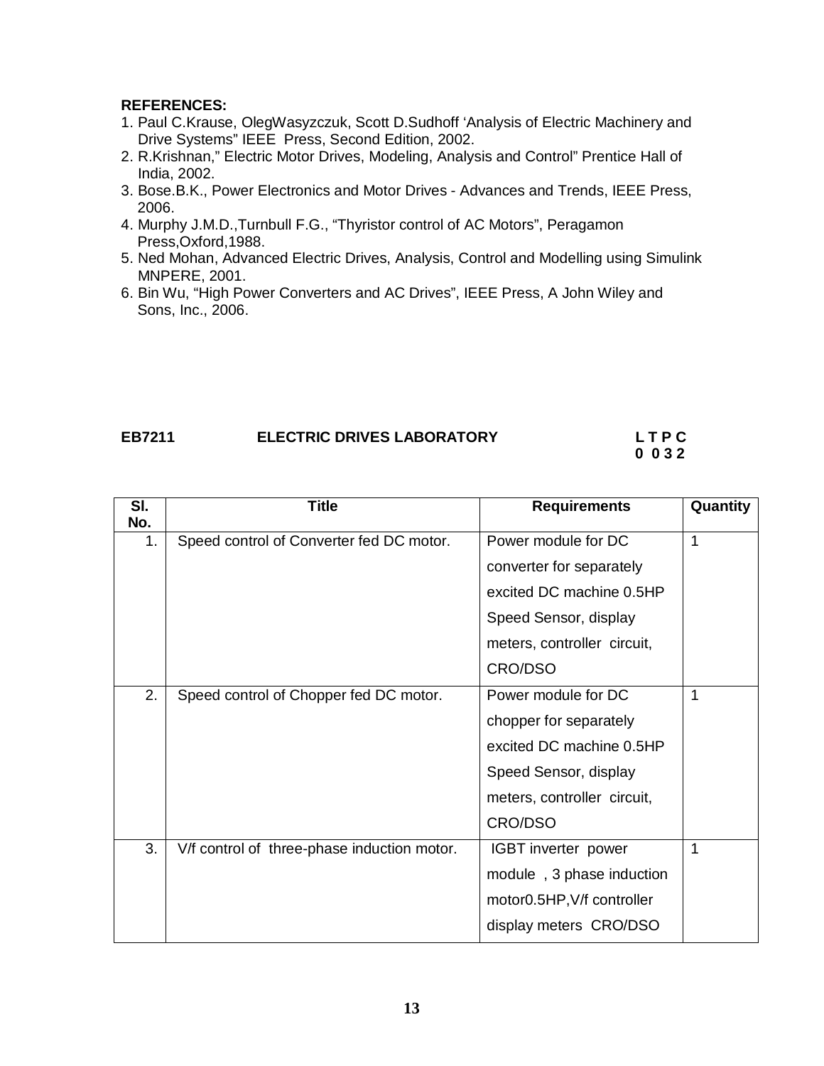**REFERENCES:**

1. Paul C.Krause, OlegWasyzczuk, Scott D.Sudhoff 'Analysis of Electric Machinery and Drive Systems" IEEE Press, Second Edition, 2002.
2. R.Krishnan," Electric Motor Drives, Modeling, Analysis and Control" Prentice Hall of India, 2002.
3. Bose.B.K., Power Electronics and Motor Drives - Advances and Trends, IEEE Press, 2006.
4. Murphy J.M.D.,Turnbull F.G., "Thyristor control of AC Motors", Peragamon Press,Oxford,1988.
5. Ned Mohan, Advanced Electric Drives, Analysis, Control and Modelling using Simulink MNPERE, 2001.
6. Bin Wu, "High Power Converters and AC Drives", IEEE Press, A John Wiley and Sons, Inc., 2006.

**EB7211 ELECTRIC DRIVES LABORATORY L T P C**
**0 0 3 2**

| Sl. No. | Title | Requirements | Quantity |
|---|---|---|---|
| 1. | Speed control of Converter fed DC motor. | Power module for DC converter for separately excited DC machine 0.5HP Speed Sensor, display meters, controller circuit, CRO/DSO | 1 |
| 2. | Speed control of Chopper fed DC motor. | Power module for DC chopper for separately excited DC machine 0.5HP Speed Sensor, display meters, controller circuit, CRO/DSO | 1 |
| 3. | V/f control of three-phase induction motor. | IGBT inverter power module , 3 phase induction motor0.5HP,V/f controller display meters CRO/DSO | 1 |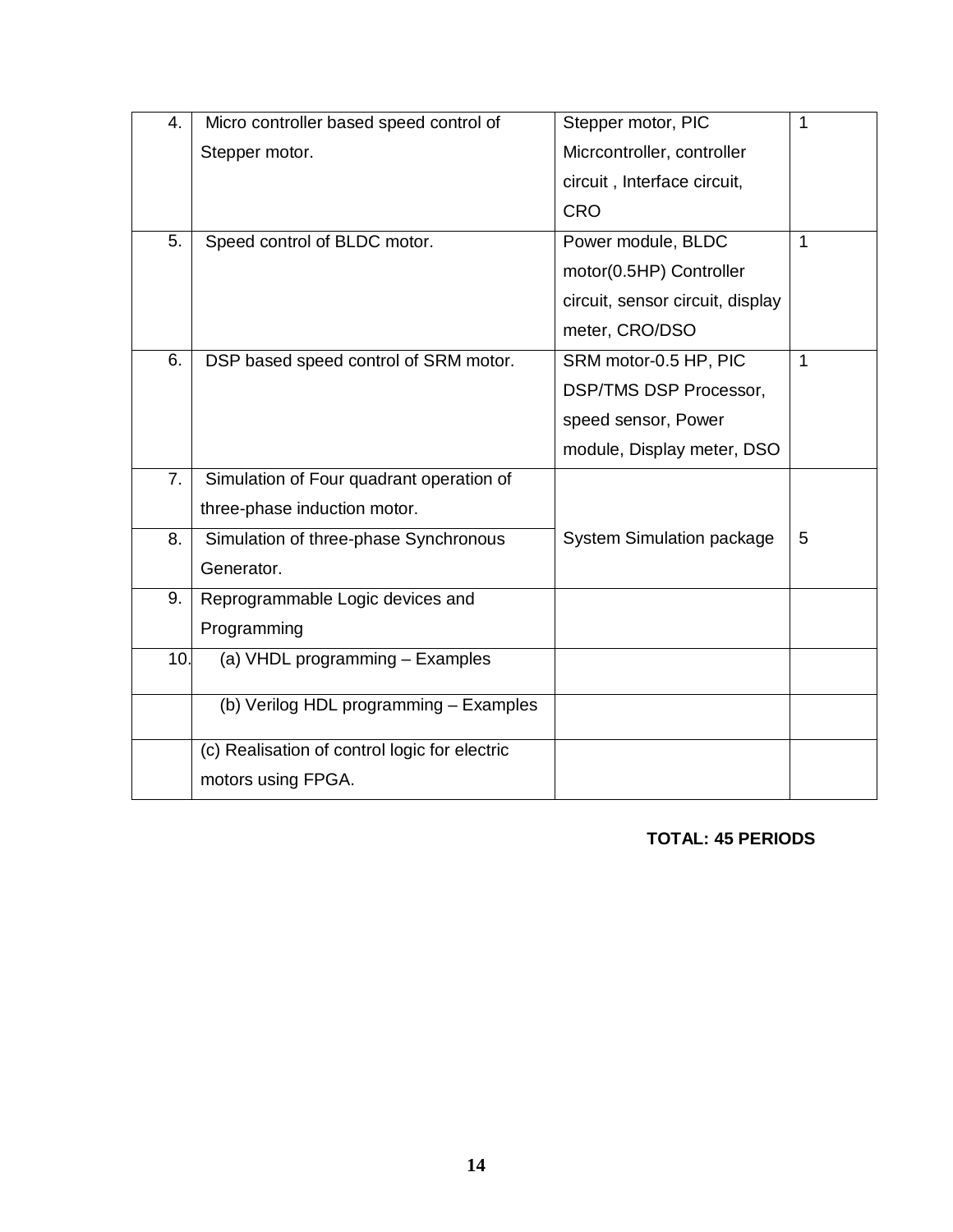| 4. | Micro controller based speed control of Stepper motor. | Stepper motor, PIC Micrcontroller, controller circuit , Interface circuit, CRO | 1 |
|---|---|---|---|
| 5. | Speed control of BLDC motor. | Power module, BLDC motor(0.5HP) Controller circuit, sensor circuit, display meter, CRO/DSO | 1 |
| 6. | DSP based speed control of SRM motor. | SRM motor-0.5 HP, PIC DSP/TMS DSP Processor, speed sensor, Power module, Display meter, DSO | 1 |
| 7. | Simulation of Four quadrant operation of three-phase induction motor. | System Simulation package | 5 |
| 8. | Simulation of three-phase Synchronous Generator. | | |
| 9. | Reprogrammable Logic devices and Programming | | |
| 10. | (a) VHDL programming – Examples | | |
| | (b) Verilog HDL programming – Examples | | |
| | (c) Realisation of control logic for electric motors using FPGA. | | |

**TOTAL: 45 PERIODS**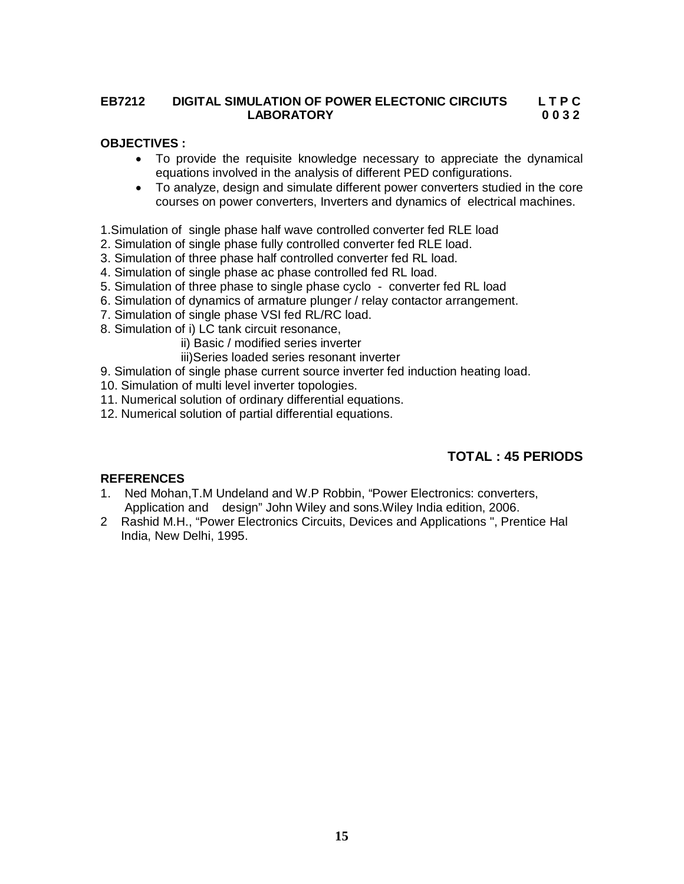**EB7212 DIGITAL SIMULATION OF POWER ELECTONIC CIRCIUTS LABORATORY**

**L T P C**
**0 0 3 2**

**OBJECTIVES :**

- To provide the requisite knowledge necessary to appreciate the dynamical equations involved in the analysis of different PED configurations.
- To analyze, design and simulate different power converters studied in the core courses on power converters, Inverters and dynamics of electrical machines.

1. Simulation of single phase half wave controlled converter fed RLE load
2. Simulation of single phase fully controlled converter fed RLE load.
3. Simulation of three phase half controlled converter fed RL load.
4. Simulation of single phase ac phase controlled fed RL load.
5. Simulation of three phase to single phase cyclo - converter fed RL load
6. Simulation of dynamics of armature plunger / relay contactor arrangement.
7. Simulation of single phase VSI fed RL/RC load.
8. Simulation of i) LC tank circuit resonance,
   ii) Basic / modified series inverter
   iii)Series loaded series resonant inverter
9. Simulation of single phase current source inverter fed induction heating load.
10. Simulation of multi level inverter topologies.
11. Numerical solution of ordinary differential equations.
12. Numerical solution of partial differential equations.

**TOTAL : 45 PERIODS**

**REFERENCES**

1. Ned Mohan,T.M Undeland and W.P Robbin, "Power Electronics: converters, Application and design" John Wiley and sons.Wiley India edition, 2006.
2. Rashid M.H., "Power Electronics Circuits, Devices and Applications ", Prentice Hal India, New Delhi, 1995.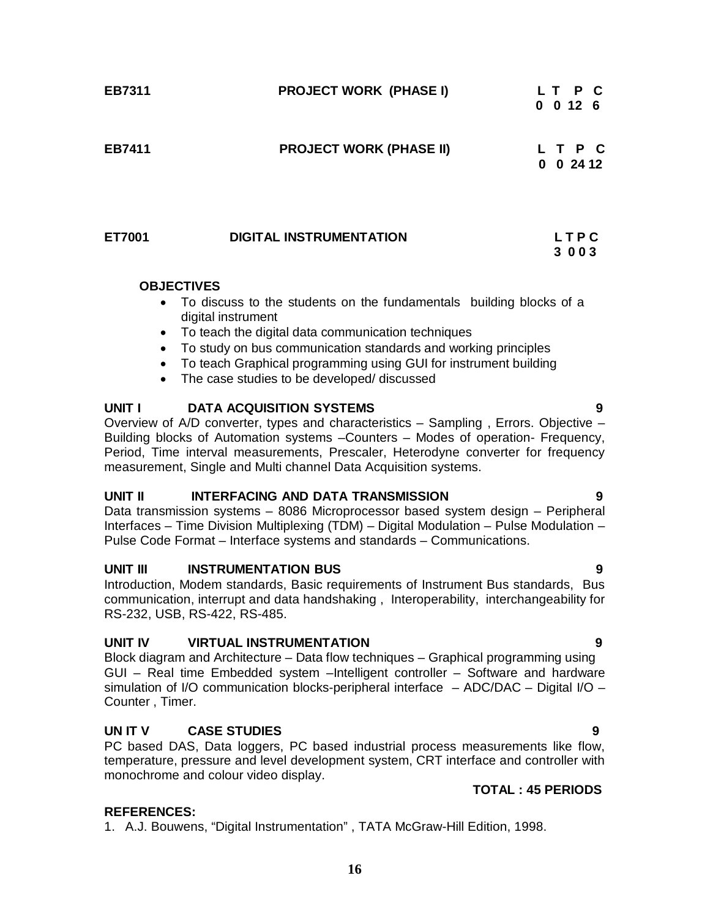**EB7311 PROJECT WORK (PHASE I)**

| L | T | P | C |
|---|---|---|---|
| 0 | 0 | 12 | 6 |

**EB7411 PROJECT WORK (PHASE II)**

| L | T | P | C |
|---|---|---|---|
| 0 | 0 | 24 | 12 |

**ET7001 DIGITAL INSTRUMENTATION**

| L | T | P | C |
|---|---|---|---|
| 3 | 0 | 0 | 3 |

**OBJECTIVES**

- To discuss to the students on the fundamentals building blocks of a digital instrument
- To teach the digital data communication techniques
- To study on bus communication standards and working principles
- To teach Graphical programming using GUI for instrument building
- The case studies to be developed/ discussed

**UNIT I DATA ACQUISITION SYSTEMS 9**

Overview of A/D converter, types and characteristics – Sampling , Errors. Objective – Building blocks of Automation systems –Counters – Modes of operation- Frequency, Period, Time interval measurements, Prescaler, Heterodyne converter for frequency measurement, Single and Multi channel Data Acquisition systems.

**UNIT II INTERFACING AND DATA TRANSMISSION 9**

Data transmission systems – 8086 Microprocessor based system design – Peripheral Interfaces – Time Division Multiplexing (TDM) – Digital Modulation – Pulse Modulation – Pulse Code Format – Interface systems and standards – Communications.

**UNIT III INSTRUMENTATION BUS 9**

Introduction, Modem standards, Basic requirements of Instrument Bus standards, Bus communication, interrupt and data handshaking , Interoperability, interchangeability for RS-232, USB, RS-422, RS-485.

**UNIT IV VIRTUAL INSTRUMENTATION 9**

Block diagram and Architecture – Data flow techniques – Graphical programming using GUI – Real time Embedded system –Intelligent controller – Software and hardware simulation of I/O communication blocks-peripheral interface – ADC/DAC – Digital I/O – Counter , Timer.

**UN IT V CASE STUDIES 9**

PC based DAS, Data loggers, PC based industrial process measurements like flow, temperature, pressure and level development system, CRT interface and controller with monochrome and colour video display.

**TOTAL : 45 PERIODS**

**REFERENCES:**

1. A.J. Bouwens, "Digital Instrumentation" , TATA McGraw-Hill Edition, 1998.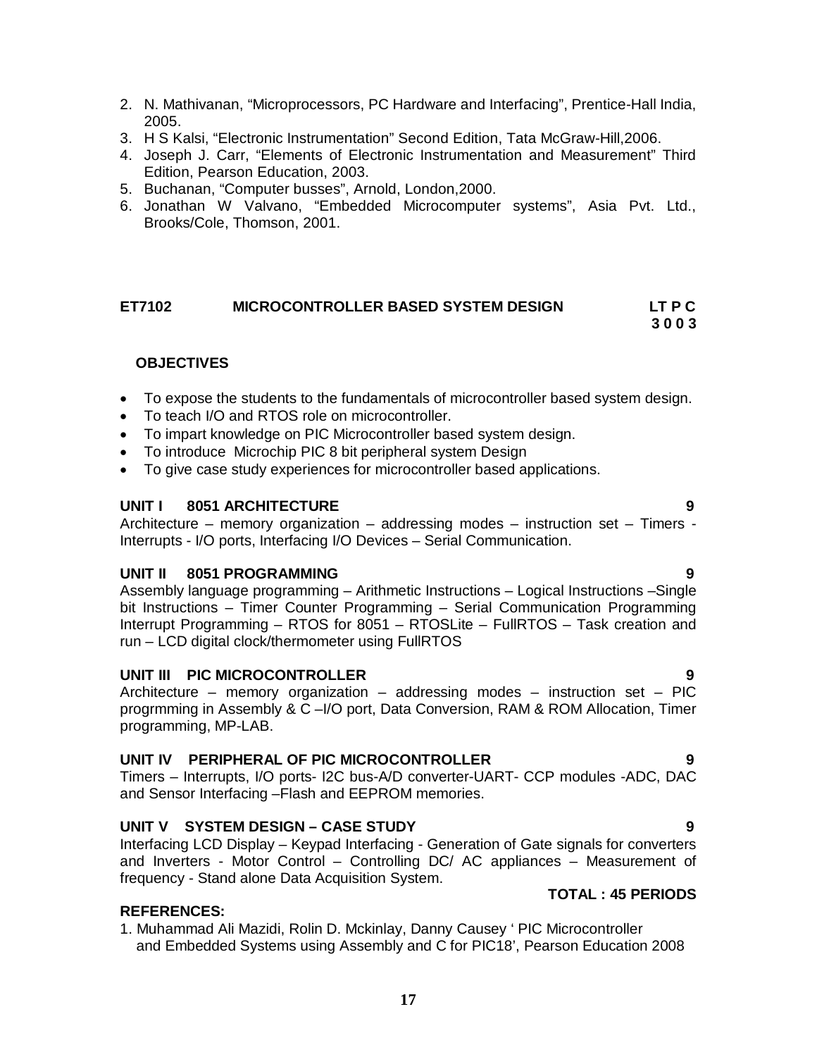2. N. Mathivanan, "Microprocessors, PC Hardware and Interfacing", Prentice-Hall India, 2005.
3. H S Kalsi, "Electronic Instrumentation" Second Edition, Tata McGraw-Hill,2006.
4. Joseph J. Carr, "Elements of Electronic Instrumentation and Measurement" Third Edition, Pearson Education, 2003.
5. Buchanan, "Computer busses", Arnold, London,2000.
6. Jonathan W Valvano, "Embedded Microcomputer systems", Asia Pvt. Ltd., Brooks/Cole, Thomson, 2001.

## ET7102 MICROCONTROLLER BASED SYSTEM DESIGN

**LT P C**
**3 0 0 3**

**OBJECTIVES**

- To expose the students to the fundamentals of microcontroller based system design.
- To teach I/O and RTOS role on microcontroller.
- To impart knowledge on PIC Microcontroller based system design.
- To introduce Microchip PIC 8 bit peripheral system Design
- To give case study experiences for microcontroller based applications.

**UNIT I 8051 ARCHITECTURE 9**

Architecture – memory organization – addressing modes – instruction set – Timers - Interrupts - I/O ports, Interfacing I/O Devices – Serial Communication.

**UNIT II 8051 PROGRAMMING 9**

Assembly language programming – Arithmetic Instructions – Logical Instructions –Single bit Instructions – Timer Counter Programming – Serial Communication Programming Interrupt Programming – RTOS for 8051 – RTOSLite – FullRTOS – Task creation and run – LCD digital clock/thermometer using FullRTOS

**UNIT III PIC MICROCONTROLLER 9**

Architecture – memory organization – addressing modes – instruction set – PIC progrmming in Assembly & C –I/O port, Data Conversion, RAM & ROM Allocation, Timer programming, MP-LAB.

**UNIT IV PERIPHERAL OF PIC MICROCONTROLLER 9**

Timers – Interrupts, I/O ports- I2C bus-A/D converter-UART- CCP modules -ADC, DAC and Sensor Interfacing –Flash and EEPROM memories.

**UNIT V SYSTEM DESIGN – CASE STUDY 9**

Interfacing LCD Display – Keypad Interfacing - Generation of Gate signals for converters and Inverters - Motor Control – Controlling DC/ AC appliances – Measurement of frequency - Stand alone Data Acquisition System.

**TOTAL : 45 PERIODS**

**REFERENCES:**

1. Muhammad Ali Mazidi, Rolin D. Mckinlay, Danny Causey ' PIC Microcontroller and Embedded Systems using Assembly and C for PIC18', Pearson Education 2008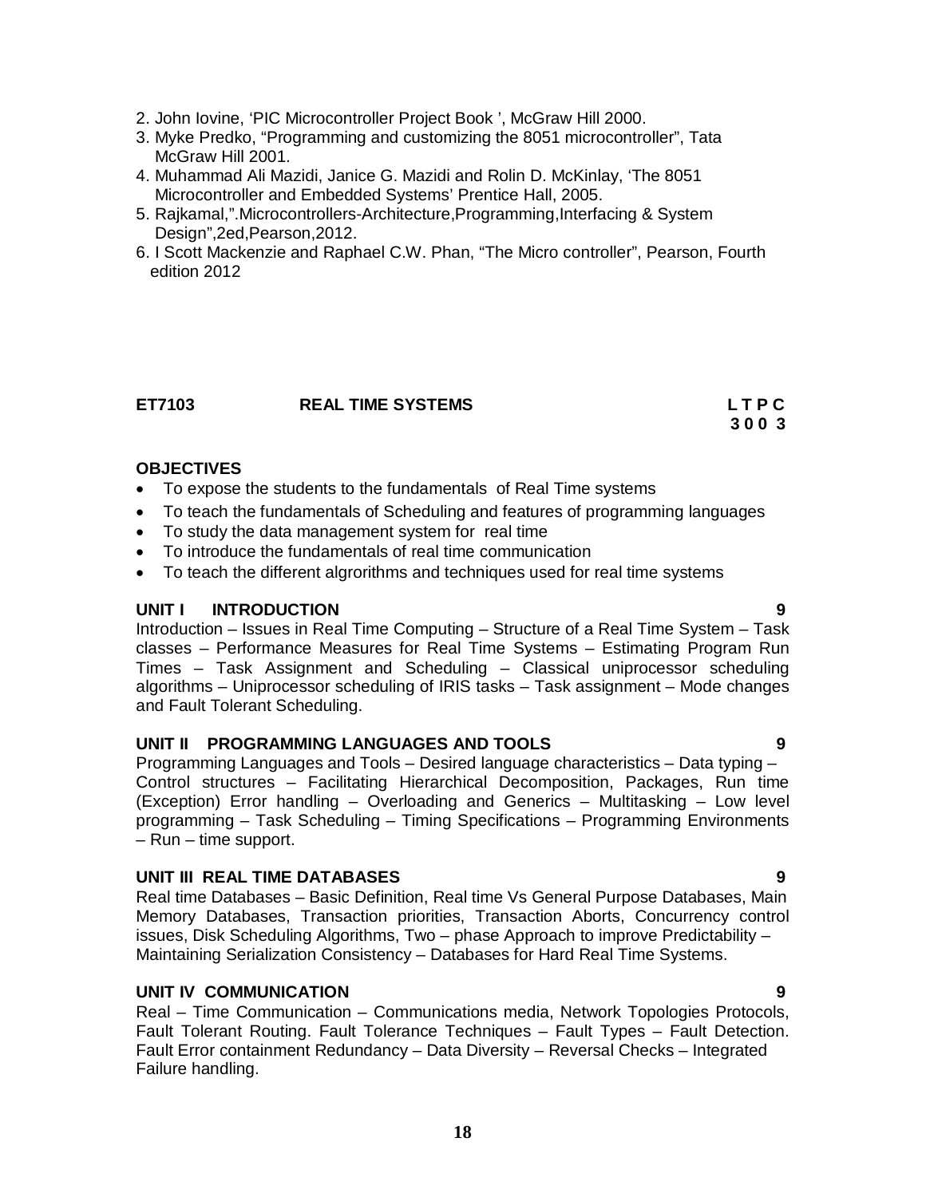2. John Iovine, 'PIC Microcontroller Project Book ', McGraw Hill 2000.
3. Myke Predko, "Programming and customizing the 8051 microcontroller", Tata McGraw Hill 2001.
4. Muhammad Ali Mazidi, Janice G. Mazidi and Rolin D. McKinlay, 'The 8051 Microcontroller and Embedded Systems' Prentice Hall, 2005.
5. Rajkamal,".Microcontrollers-Architecture,Programming,Interfacing & System Design",2ed,Pearson,2012.
6. I Scott Mackenzie and Raphael C.W. Phan, "The Micro controller", Pearson, Fourth edition 2012

## ET7103 REAL TIME SYSTEMS

**L T P C**
**3 0 0 3**

### OBJECTIVES

- To expose the students to the fundamentals of Real Time systems
- To teach the fundamentals of Scheduling and features of programming languages
- To study the data management system for real time
- To introduce the fundamentals of real time communication
- To teach the different algrorithms and techniques used for real time systems

### UNIT I INTRODUCTION 9

Introduction – Issues in Real Time Computing – Structure of a Real Time System – Task classes – Performance Measures for Real Time Systems – Estimating Program Run Times – Task Assignment and Scheduling – Classical uniprocessor scheduling algorithms – Uniprocessor scheduling of IRIS tasks – Task assignment – Mode changes and Fault Tolerant Scheduling.

### UNIT II PROGRAMMING LANGUAGES AND TOOLS 9

Programming Languages and Tools – Desired language characteristics – Data typing – Control structures – Facilitating Hierarchical Decomposition, Packages, Run time (Exception) Error handling – Overloading and Generics – Multitasking – Low level programming – Task Scheduling – Timing Specifications – Programming Environments – Run – time support.

### UNIT III REAL TIME DATABASES 9

Real time Databases – Basic Definition, Real time Vs General Purpose Databases, Main Memory Databases, Transaction priorities, Transaction Aborts, Concurrency control issues, Disk Scheduling Algorithms, Two – phase Approach to improve Predictability – Maintaining Serialization Consistency – Databases for Hard Real Time Systems.

### UNIT IV COMMUNICATION 9

Real – Time Communication – Communications media, Network Topologies Protocols, Fault Tolerant Routing. Fault Tolerance Techniques – Fault Types – Fault Detection. Fault Error containment Redundancy – Data Diversity – Reversal Checks – Integrated Failure handling.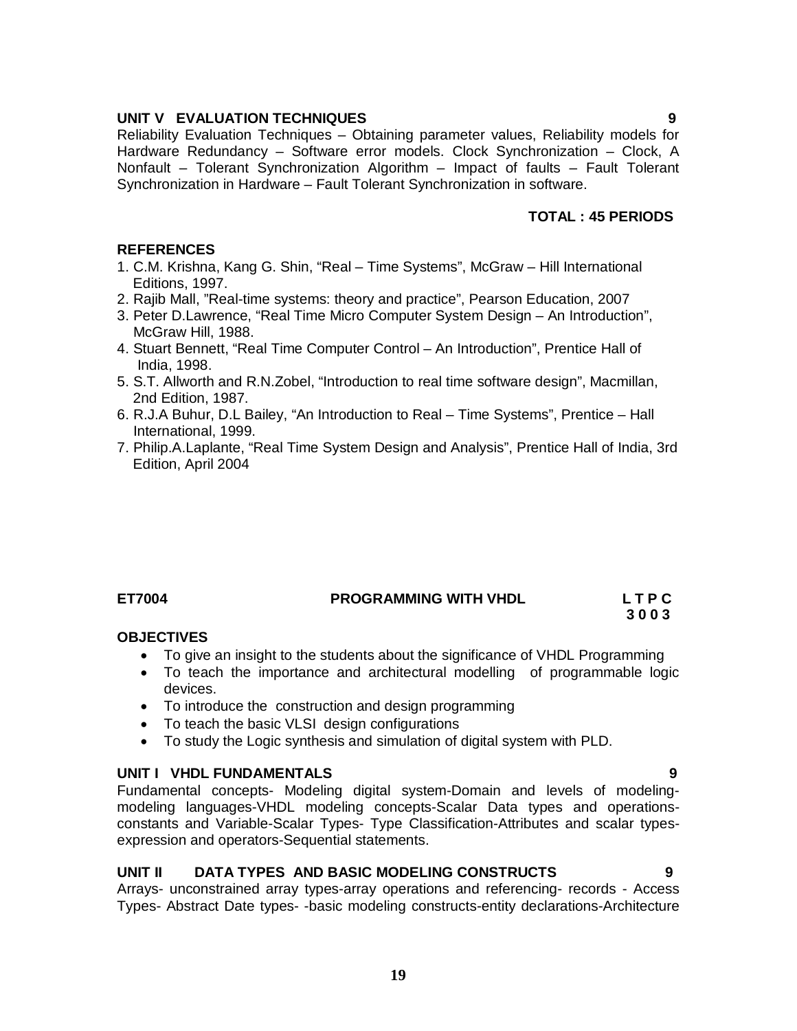**UNIT V EVALUATION TECHNIQUES** **9**

Reliability Evaluation Techniques – Obtaining parameter values, Reliability models for Hardware Redundancy – Software error models. Clock Synchronization – Clock, A Nonfault – Tolerant Synchronization Algorithm – Impact of faults – Fault Tolerant Synchronization in Hardware – Fault Tolerant Synchronization in software.

**TOTAL : 45 PERIODS**

**REFERENCES**

1. C.M. Krishna, Kang G. Shin, "Real – Time Systems", McGraw – Hill International Editions, 1997.
2. Rajib Mall, "Real-time systems: theory and practice", Pearson Education, 2007
3. Peter D.Lawrence, "Real Time Micro Computer System Design – An Introduction", McGraw Hill, 1988.
4. Stuart Bennett, "Real Time Computer Control – An Introduction", Prentice Hall of India, 1998.
5. S.T. Allworth and R.N.Zobel, "Introduction to real time software design", Macmillan, 2nd Edition, 1987.
6. R.J.A Buhur, D.L Bailey, "An Introduction to Real – Time Systems", Prentice – Hall International, 1999.
7. Philip.A.Laplante, "Real Time System Design and Analysis", Prentice Hall of India, 3rd Edition, April 2004

**ET7004** **PROGRAMMING WITH VHDL** **L T P C**
**3 0 0 3**

**OBJECTIVES**

- To give an insight to the students about the significance of VHDL Programming
- To teach the importance and architectural modelling of programmable logic devices.
- To introduce the construction and design programming
- To teach the basic VLSI design configurations
- To study the Logic synthesis and simulation of digital system with PLD.

**UNIT I VHDL FUNDAMENTALS** **9**

Fundamental concepts- Modeling digital system-Domain and levels of modeling-modeling languages-VHDL modeling concepts-Scalar Data types and operations-constants and Variable-Scalar Types- Type Classification-Attributes and scalar types-expression and operators-Sequential statements.

**UNIT II DATA TYPES AND BASIC MODELING CONSTRUCTS** **9**

Arrays- unconstrained array types-array operations and referencing- records - Access Types- Abstract Date types- -basic modeling constructs-entity declarations-Architecture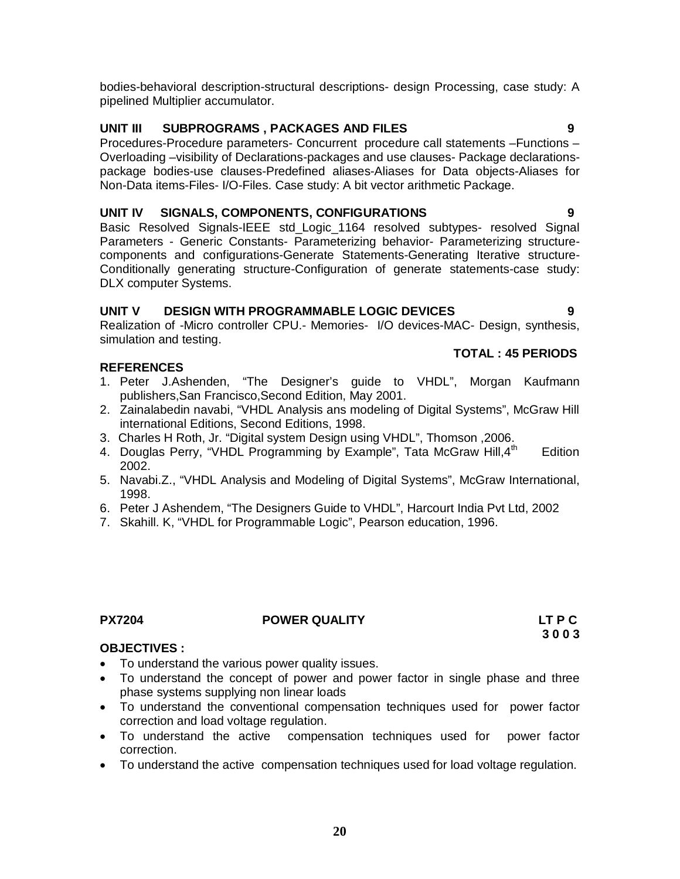bodies-behavioral description-structural descriptions- design Processing, case study: A pipelined Multiplier accumulator.

### UNIT III SUBPROGRAMS , PACKAGES AND FILES 9

Procedures-Procedure parameters- Concurrent procedure call statements –Functions – Overloading –visibility of Declarations-packages and use clauses- Package declarations-package bodies-use clauses-Predefined aliases-Aliases for Data objects-Aliases for Non-Data items-Files- I/O-Files. Case study: A bit vector arithmetic Package.

### UNIT IV SIGNALS, COMPONENTS, CONFIGURATIONS 9

Basic Resolved Signals-IEEE std_Logic_1164 resolved subtypes- resolved Signal Parameters - Generic Constants- Parameterizing behavior- Parameterizing structure-components and configurations-Generate Statements-Generating Iterative structure-Conditionally generating structure-Configuration of generate statements-case study: DLX computer Systems.

### UNIT V DESIGN WITH PROGRAMMABLE LOGIC DEVICES 9

Realization of -Micro controller CPU.- Memories- I/O devices-MAC- Design, synthesis, simulation and testing.

**TOTAL : 45 PERIODS**

### REFERENCES

1. Peter J.Ashenden, "The Designer's guide to VHDL", Morgan Kaufmann publishers,San Francisco,Second Edition, May 2001.
2. Zainalabedin navabi, "VHDL Analysis ans modeling of Digital Systems", McGraw Hill international Editions, Second Editions, 1998.
3. Charles H Roth, Jr. "Digital system Design using VHDL", Thomson ,2006.
4. Douglas Perry, "VHDL Programming by Example", Tata McGraw Hill,4th Edition 2002.
5. Navabi.Z., "VHDL Analysis and Modeling of Digital Systems", McGraw International, 1998.
6. Peter J Ashendem, "The Designers Guide to VHDL", Harcourt India Pvt Ltd, 2002
7. Skahill. K, "VHDL for Programmable Logic", Pearson education, 1996.

## PX7204 POWER QUALITY

**LT P C**
**3 0 0 3**

### OBJECTIVES :

- To understand the various power quality issues.
- To understand the concept of power and power factor in single phase and three phase systems supplying non linear loads
- To understand the conventional compensation techniques used for power factor correction and load voltage regulation.
- To understand the active compensation techniques used for power factor correction.
- To understand the active compensation techniques used for load voltage regulation.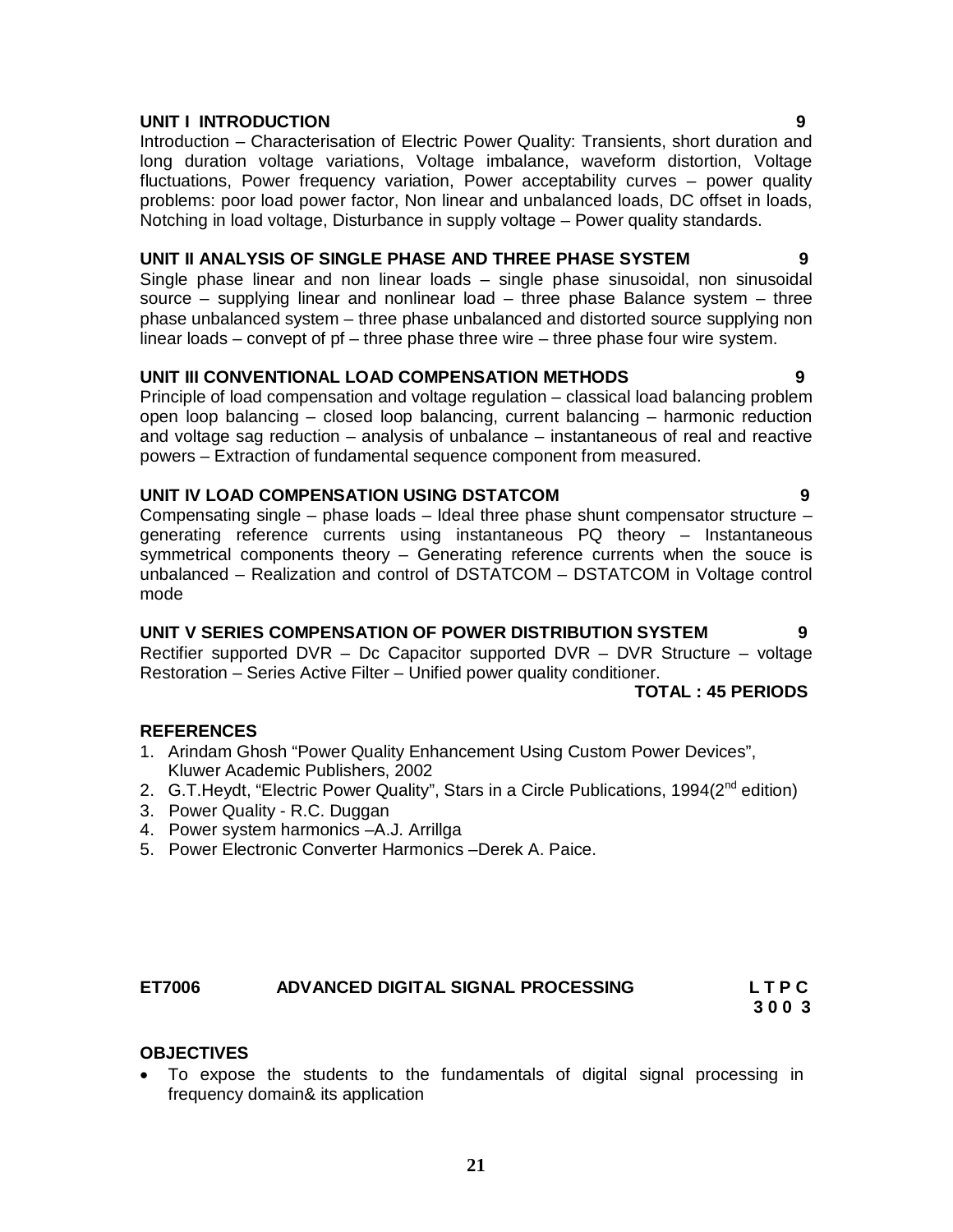**UNIT I INTRODUCTION 9**

Introduction – Characterisation of Electric Power Quality: Transients, short duration and long duration voltage variations, Voltage imbalance, waveform distortion, Voltage fluctuations, Power frequency variation, Power acceptability curves – power quality problems: poor load power factor, Non linear and unbalanced loads, DC offset in loads, Notching in load voltage, Disturbance in supply voltage – Power quality standards.

**UNIT II ANALYSIS OF SINGLE PHASE AND THREE PHASE SYSTEM 9**

Single phase linear and non linear loads – single phase sinusoidal, non sinusoidal source – supplying linear and nonlinear load – three phase Balance system – three phase unbalanced system – three phase unbalanced and distorted source supplying non linear loads – convept of pf – three phase three wire – three phase four wire system.

**UNIT III CONVENTIONAL LOAD COMPENSATION METHODS 9**

Principle of load compensation and voltage regulation – classical load balancing problem open loop balancing – closed loop balancing, current balancing – harmonic reduction and voltage sag reduction – analysis of unbalance – instantaneous of real and reactive powers – Extraction of fundamental sequence component from measured.

**UNIT IV LOAD COMPENSATION USING DSTATCOM 9**

Compensating single – phase loads – Ideal three phase shunt compensator structure – generating reference currents using instantaneous PQ theory – Instantaneous symmetrical components theory – Generating reference currents when the souce is unbalanced – Realization and control of DSTATCOM – DSTATCOM in Voltage control mode

**UNIT V SERIES COMPENSATION OF POWER DISTRIBUTION SYSTEM 9**

Rectifier supported DVR – Dc Capacitor supported DVR – DVR Structure – voltage Restoration – Series Active Filter – Unified power quality conditioner.

**TOTAL : 45 PERIODS**

**REFERENCES**

1. Arindam Ghosh "Power Quality Enhancement Using Custom Power Devices", Kluwer Academic Publishers, 2002
2. G.T.Heydt, "Electric Power Quality", Stars in a Circle Publications, 1994(2nd edition)
3. Power Quality - R.C. Duggan
4. Power system harmonics –A.J. Arrillga
5. Power Electronic Converter Harmonics –Derek A. Paice.

**ET7006 ADVANCED DIGITAL SIGNAL PROCESSING L T P C**
**3 0 0 3**

**OBJECTIVES**

- To expose the students to the fundamentals of digital signal processing in frequency domain& its application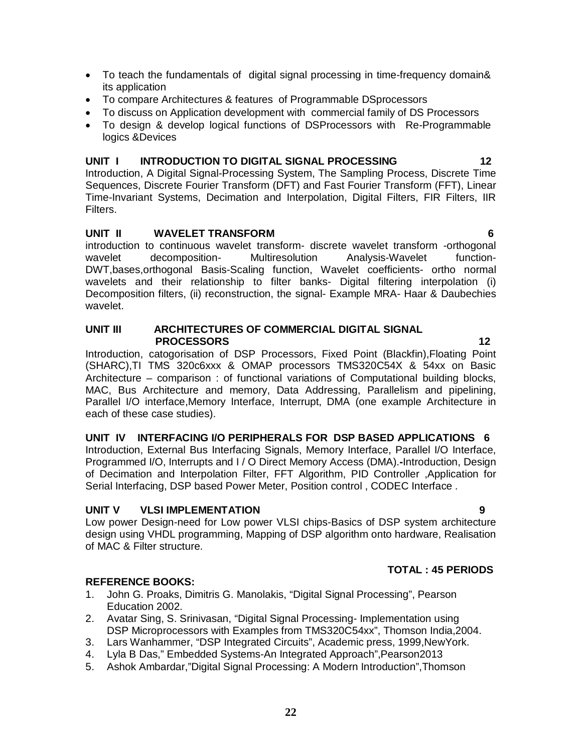- To teach the fundamentals of digital signal processing in time-frequency domain& its application
- To compare Architectures & features of Programmable DSprocessors
- To discuss on Application development with commercial family of DS Processors
- To design & develop logical functions of DSProcessors with Re-Programmable logics &Devices

**UNIT I INTRODUCTION TO DIGITAL SIGNAL PROCESSING 12**

Introduction, A Digital Signal-Processing System, The Sampling Process, Discrete Time Sequences, Discrete Fourier Transform (DFT) and Fast Fourier Transform (FFT), Linear Time-Invariant Systems, Decimation and Interpolation, Digital Filters, FIR Filters, IIR Filters.

**UNIT II WAVELET TRANSFORM 6**

introduction to continuous wavelet transform- discrete wavelet transform -orthogonal wavelet decomposition- Multiresolution Analysis-Wavelet function-DWT,bases,orthogonal Basis-Scaling function, Wavelet coefficients- ortho normal wavelets and their relationship to filter banks- Digital filtering interpolation (i) Decomposition filters, (ii) reconstruction, the signal- Example MRA- Haar & Daubechies wavelet.

**UNIT III ARCHITECTURES OF COMMERCIAL DIGITAL SIGNAL PROCESSORS 12**

Introduction, catogorisation of DSP Processors, Fixed Point (Blackfin),Floating Point (SHARC),TI TMS 320c6xxx & OMAP processors TMS320C54X & 54xx on Basic Architecture – comparison : of functional variations of Computational building blocks, MAC, Bus Architecture and memory, Data Addressing, Parallelism and pipelining, Parallel I/O interface,Memory Interface, Interrupt, DMA (one example Architecture in each of these case studies).

**UNIT IV INTERFACING I/O PERIPHERALS FOR DSP BASED APPLICATIONS 6**

Introduction, External Bus Interfacing Signals, Memory Interface, Parallel I/O Interface, Programmed I/O, Interrupts and I / O Direct Memory Access (DMA).**-**Introduction, Design of Decimation and Interpolation Filter, FFT Algorithm, PID Controller ,Application for Serial Interfacing, DSP based Power Meter, Position control , CODEC Interface .

**UNIT V VLSI IMPLEMENTATION 9**

Low power Design-need for Low power VLSI chips-Basics of DSP system architecture design using VHDL programming, Mapping of DSP algorithm onto hardware, Realisation of MAC & Filter structure.

**TOTAL : 45 PERIODS**

**REFERENCE BOOKS:**

1. John G. Proaks, Dimitris G. Manolakis, "Digital Signal Processing", Pearson Education 2002.
2. Avatar Sing, S. Srinivasan, "Digital Signal Processing- Implementation using DSP Microprocessors with Examples from TMS320C54xx", Thomson India,2004.
3. Lars Wanhammer, "DSP Integrated Circuits", Academic press, 1999,NewYork.
4. Lyla B Das," Embedded Systems-An Integrated Approach",Pearson2013
5. Ashok Ambardar,"Digital Signal Processing: A Modern Introduction",Thomson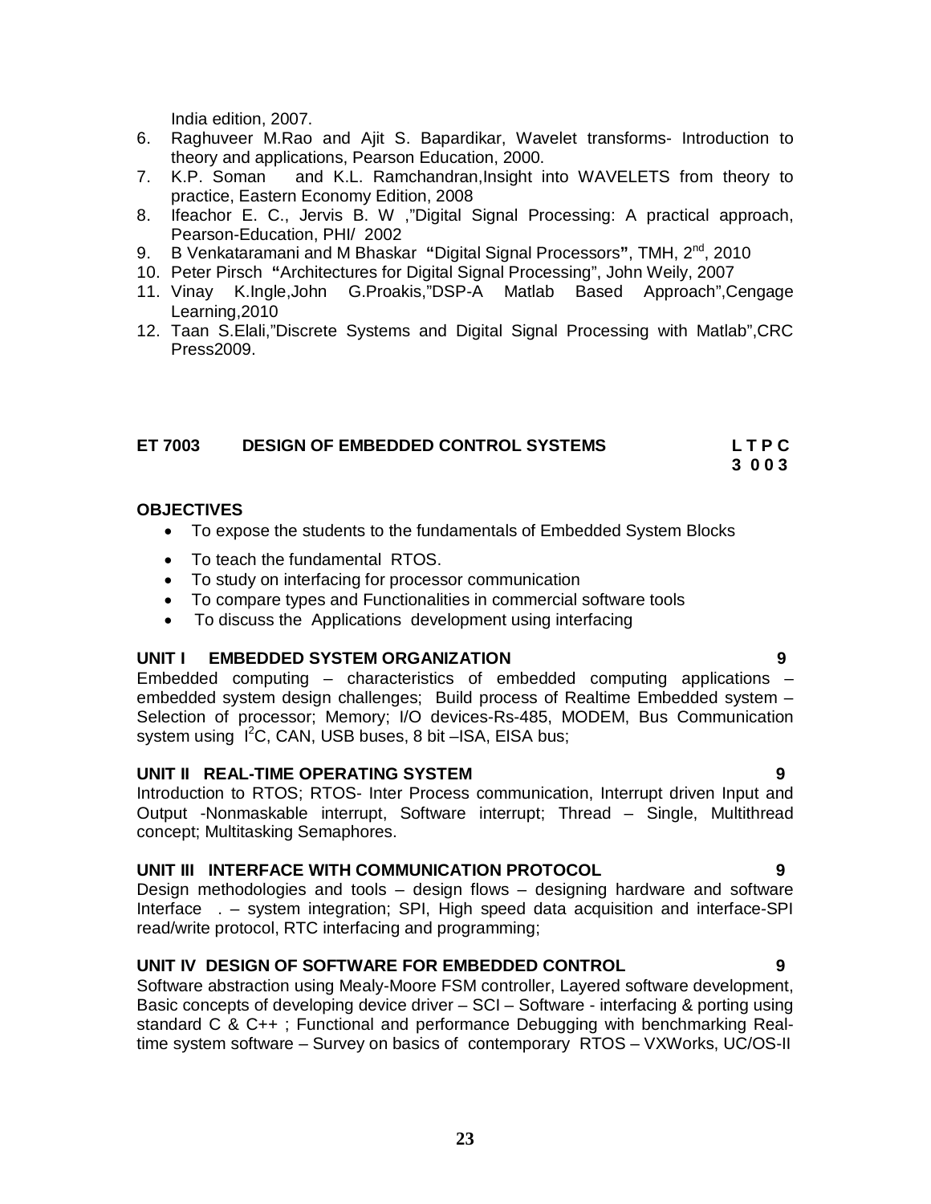India edition, 2007.

6. Raghuveer M.Rao and Ajit S. Bapardikar, Wavelet transforms- Introduction to theory and applications, Pearson Education, 2000.
7. K.P. Soman and K.L. Ramchandran,Insight into WAVELETS from theory to practice, Eastern Economy Edition, 2008
8. Ifeachor E. C., Jervis B. W ,"Digital Signal Processing: A practical approach, Pearson-Education, PHI/ 2002
9. B Venkataramani and M Bhaskar **"**Digital Signal Processors**"**, TMH, 2[nd], 2010
10. Peter Pirsch **"**Architectures for Digital Signal Processing", John Weily, 2007
11. Vinay K.Ingle,John G.Proakis,"DSP-A Matlab Based Approach",Cengage Learning,2010
12. Taan S.Elali,"Discrete Systems and Digital Signal Processing with Matlab",CRC Press2009.

**ET 7003 DESIGN OF EMBEDDED CONTROL SYSTEMS** **L T P C**
**3 0 0 3**

**OBJECTIVES**

- To expose the students to the fundamentals of Embedded System Blocks
- To teach the fundamental RTOS.
- To study on interfacing for processor communication
- To compare types and Functionalities in commercial software tools
- To discuss the Applications development using interfacing

**UNIT I EMBEDDED SYSTEM ORGANIZATION** **9**

Embedded computing – characteristics of embedded computing applications – embedded system design challenges; Build process of Realtime Embedded system – Selection of processor; Memory; I/O devices-Rs-485, MODEM, Bus Communication system using $I^2C$, CAN, USB buses, 8 bit –ISA, EISA bus;

**UNIT II REAL-TIME OPERATING SYSTEM** **9**

Introduction to RTOS; RTOS- Inter Process communication, Interrupt driven Input and Output -Nonmaskable interrupt, Software interrupt; Thread – Single, Multithread concept; Multitasking Semaphores.

**UNIT III INTERFACE WITH COMMUNICATION PROTOCOL** **9**

Design methodologies and tools – design flows – designing hardware and software Interface . – system integration; SPI, High speed data acquisition and interface-SPI read/write protocol, RTC interfacing and programming;

**UNIT IV DESIGN OF SOFTWARE FOR EMBEDDED CONTROL** **9**

Software abstraction using Mealy-Moore FSM controller, Layered software development, Basic concepts of developing device driver – SCI – Software - interfacing & porting using standard C & C++ ; Functional and performance Debugging with benchmarking Real-time system software – Survey on basics of contemporary RTOS – VXWorks, UC/OS-II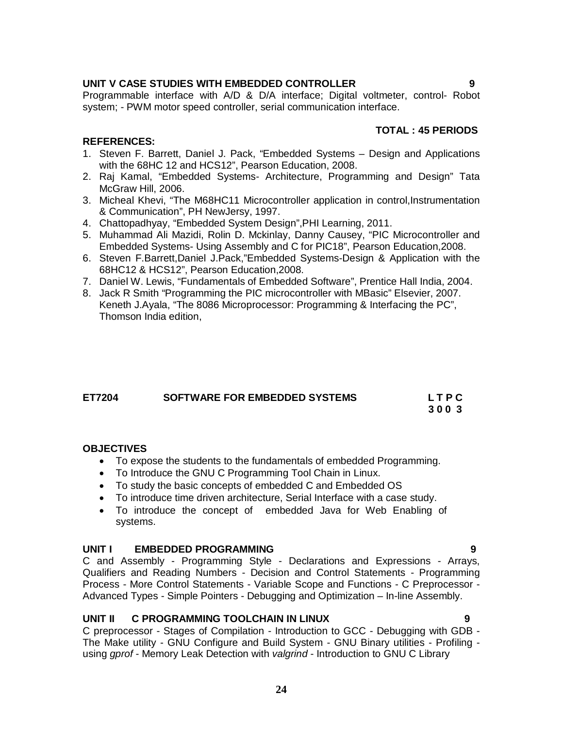**UNIT V CASE STUDIES WITH EMBEDDED CONTROLLER 9**

Programmable interface with A/D & D/A interface; Digital voltmeter, control- Robot system; - PWM motor speed controller, serial communication interface.

**TOTAL : 45 PERIODS**

**REFERENCES:**

1. Steven F. Barrett, Daniel J. Pack, "Embedded Systems – Design and Applications with the 68HC 12 and HCS12", Pearson Education, 2008.
2. Raj Kamal, "Embedded Systems- Architecture, Programming and Design" Tata McGraw Hill, 2006.
3. Micheal Khevi, "The M68HC11 Microcontroller application in control,Instrumentation & Communication", PH NewJersy, 1997.
4. Chattopadhyay, "Embedded System Design",PHI Learning, 2011.
5. Muhammad Ali Mazidi, Rolin D. Mckinlay, Danny Causey, "PIC Microcontroller and Embedded Systems- Using Assembly and C for PIC18", Pearson Education,2008.
6. Steven F.Barrett,Daniel J.Pack,"Embedded Systems-Design & Application with the 68HC12 & HCS12", Pearson Education,2008.
7. Daniel W. Lewis, "Fundamentals of Embedded Software", Prentice Hall India, 2004.
8. Jack R Smith "Programming the PIC microcontroller with MBasic" Elsevier, 2007. Keneth J.Ayala, "The 8086 Microprocessor: Programming & Interfacing the PC", Thomson India edition,

## ET7204 SOFTWARE FOR EMBEDDED SYSTEMS

**L T P C**
**3 0 0 3**

**OBJECTIVES**

- To expose the students to the fundamentals of embedded Programming.
- To Introduce the GNU C Programming Tool Chain in Linux.
- To study the basic concepts of embedded C and Embedded OS
- To introduce time driven architecture, Serial Interface with a case study.
- To introduce the concept of embedded Java for Web Enabling of systems.

**UNIT I EMBEDDED PROGRAMMING 9**

C and Assembly - Programming Style - Declarations and Expressions - Arrays, Qualifiers and Reading Numbers - Decision and Control Statements - Programming Process - More Control Statements - Variable Scope and Functions - C Preprocessor - Advanced Types - Simple Pointers - Debugging and Optimization – In-line Assembly.

**UNIT II C PROGRAMMING TOOLCHAIN IN LINUX 9**

C preprocessor - Stages of Compilation - Introduction to GCC - Debugging with GDB - The Make utility - GNU Configure and Build System - GNU Binary utilities - Profiling - using *gprof* - Memory Leak Detection with *valgrind* - Introduction to GNU C Library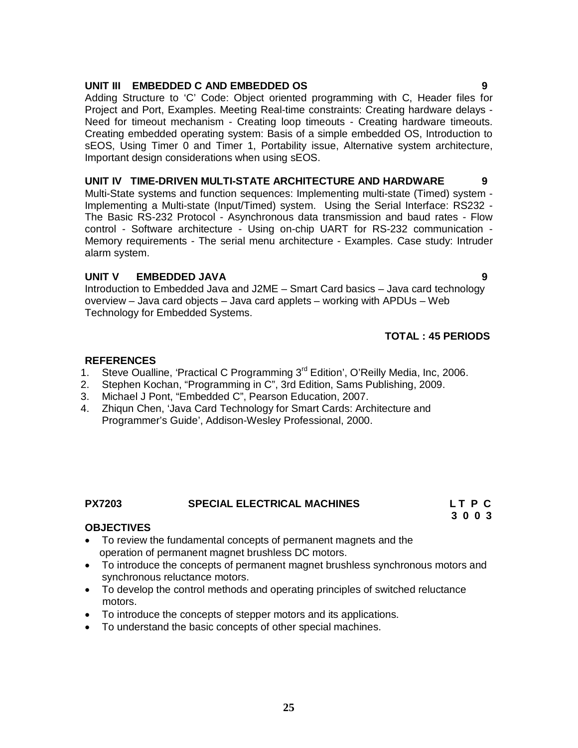**UNIT III EMBEDDED C AND EMBEDDED OS 9**

Adding Structure to 'C' Code: Object oriented programming with C, Header files for Project and Port, Examples. Meeting Real-time constraints: Creating hardware delays - Need for timeout mechanism - Creating loop timeouts - Creating hardware timeouts. Creating embedded operating system: Basis of a simple embedded OS, Introduction to sEOS, Using Timer 0 and Timer 1, Portability issue, Alternative system architecture, Important design considerations when using sEOS.

**UNIT IV TIME-DRIVEN MULTI-STATE ARCHITECTURE AND HARDWARE 9**

Multi-State systems and function sequences: Implementing multi-state (Timed) system - Implementing a Multi-state (Input/Timed) system. Using the Serial Interface: RS232 - The Basic RS-232 Protocol - Asynchronous data transmission and baud rates - Flow control - Software architecture - Using on-chip UART for RS-232 communication - Memory requirements - The serial menu architecture - Examples. Case study: Intruder alarm system.

**UNIT V EMBEDDED JAVA 9**

Introduction to Embedded Java and J2ME – Smart Card basics – Java card technology overview – Java card objects – Java card applets – working with APDUs – Web Technology for Embedded Systems.

**TOTAL : 45 PERIODS**

**REFERENCES**

1. Steve Oualline, 'Practical C Programming 3rd Edition', O'Reilly Media, Inc, 2006.
2. Stephen Kochan, "Programming in C", 3rd Edition, Sams Publishing, 2009.
3. Michael J Pont, "Embedded C", Pearson Education, 2007.
4. Zhiqun Chen, 'Java Card Technology for Smart Cards: Architecture and Programmer's Guide', Addison-Wesley Professional, 2000.

## PX7203 SPECIAL ELECTRICAL MACHINES

| L | T | P | C |
|---|---|---|---|
| 3 | 0 | 0 | 3 |

**OBJECTIVES**

- To review the fundamental concepts of permanent magnets and the operation of permanent magnet brushless DC motors.
- To introduce the concepts of permanent magnet brushless synchronous motors and synchronous reluctance motors.
- To develop the control methods and operating principles of switched reluctance motors.
- To introduce the concepts of stepper motors and its applications.
- To understand the basic concepts of other special machines.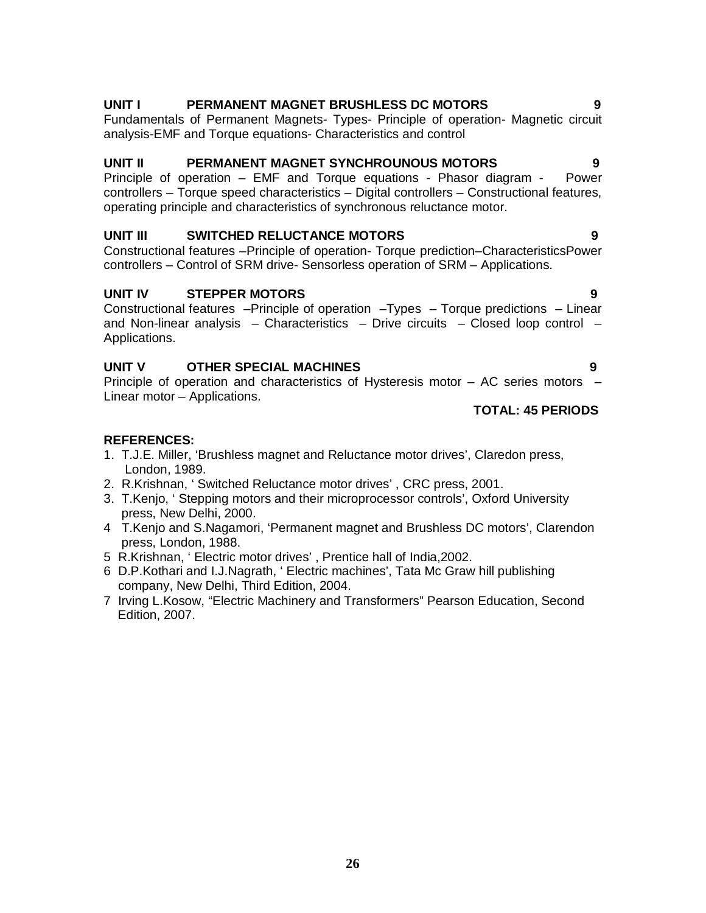**UNIT I PERMANENT MAGNET BRUSHLESS DC MOTORS 9**

Fundamentals of Permanent Magnets- Types- Principle of operation- Magnetic circuit analysis-EMF and Torque equations- Characteristics and control

**UNIT II PERMANENT MAGNET SYNCHROUNOUS MOTORS 9**

Principle of operation – EMF and Torque equations - Phasor diagram - Power controllers – Torque speed characteristics – Digital controllers – Constructional features, operating principle and characteristics of synchronous reluctance motor.

**UNIT III SWITCHED RELUCTANCE MOTORS 9**

Constructional features –Principle of operation- Torque prediction–CharacteristicsPower controllers – Control of SRM drive- Sensorless operation of SRM – Applications.

**UNIT IV STEPPER MOTORS 9**

Constructional features –Principle of operation –Types – Torque predictions – Linear and Non-linear analysis – Characteristics – Drive circuits – Closed loop control – Applications.

**UNIT V OTHER SPECIAL MACHINES 9**

Principle of operation and characteristics of Hysteresis motor – AC series motors – Linear motor – Applications.

**TOTAL: 45 PERIODS**

**REFERENCES:**

1. T.J.E. Miller, 'Brushless magnet and Reluctance motor drives', Claredon press, London, 1989.
2. R.Krishnan, ' Switched Reluctance motor drives' , CRC press, 2001.
3. T.Kenjo, ' Stepping motors and their microprocessor controls', Oxford University press, New Delhi, 2000.
4. T.Kenjo and S.Nagamori, 'Permanent magnet and Brushless DC motors', Clarendon press, London, 1988.
5. R.Krishnan, ' Electric motor drives' , Prentice hall of India,2002.
6. D.P.Kothari and I.J.Nagrath, ' Electric machines', Tata Mc Graw hill publishing company, New Delhi, Third Edition, 2004.
7. Irving L.Kosow, "Electric Machinery and Transformers" Pearson Education, Second Edition, 2007.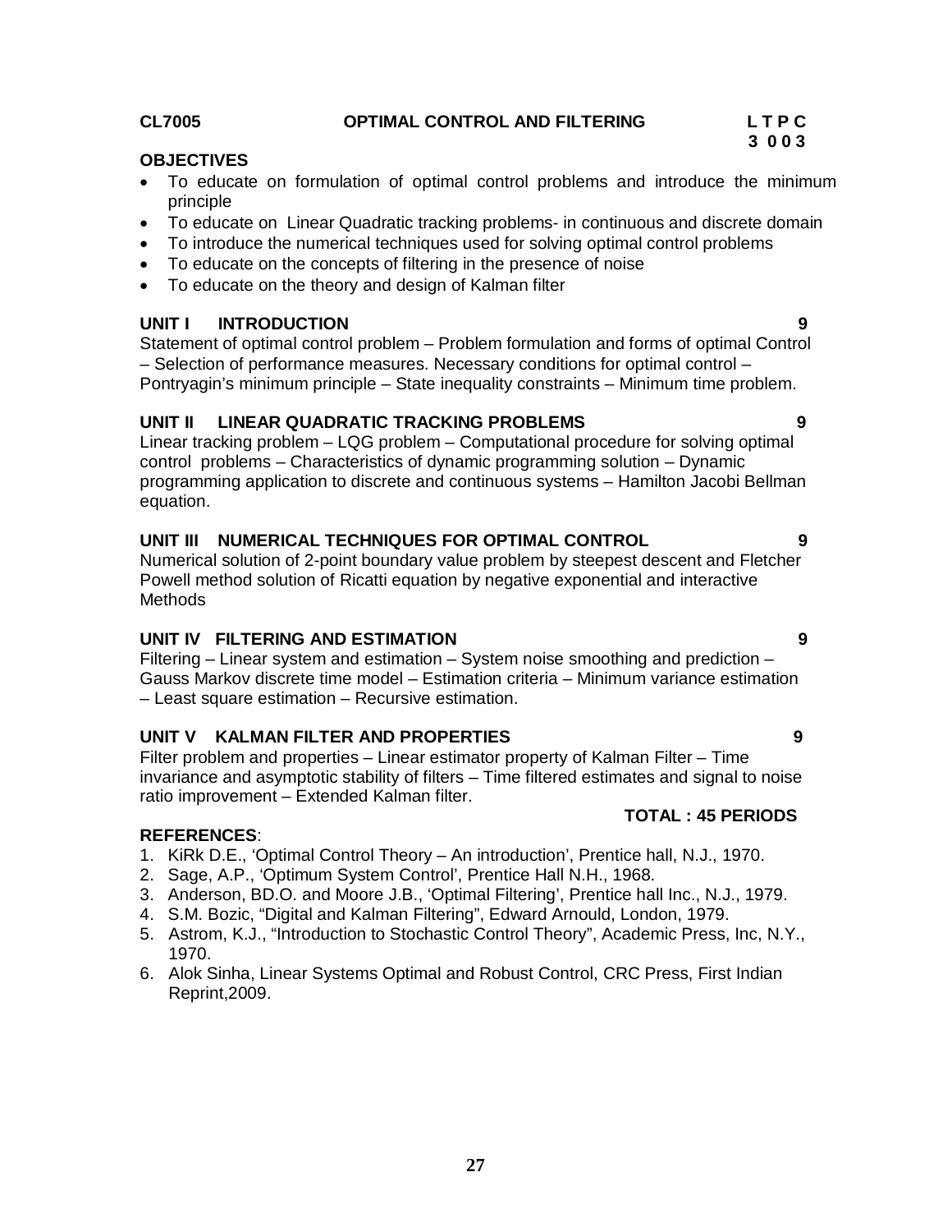**CL7005 OPTIMAL CONTROL AND FILTERING**

| L | T | P | C |
|---|---|---|---|
| 3 | 0 | 0 | 3 |

**OBJECTIVES**

- To educate on formulation of optimal control problems and introduce the minimum principle
- To educate on Linear Quadratic tracking problems- in continuous and discrete domain
- To introduce the numerical techniques used for solving optimal control problems
- To educate on the concepts of filtering in the presence of noise
- To educate on the theory and design of Kalman filter

**UNIT I INTRODUCTION 9**

Statement of optimal control problem – Problem formulation and forms of optimal Control – Selection of performance measures. Necessary conditions for optimal control – Pontryagin's minimum principle – State inequality constraints – Minimum time problem.

**UNIT II LINEAR QUADRATIC TRACKING PROBLEMS 9**

Linear tracking problem – LQG problem – Computational procedure for solving optimal control problems – Characteristics of dynamic programming solution – Dynamic programming application to discrete and continuous systems – Hamilton Jacobi Bellman equation.

**UNIT III NUMERICAL TECHNIQUES FOR OPTIMAL CONTROL 9**

Numerical solution of 2-point boundary value problem by steepest descent and Fletcher Powell method solution of Ricatti equation by negative exponential and interactive Methods

**UNIT IV FILTERING AND ESTIMATION 9**

Filtering – Linear system and estimation – System noise smoothing and prediction – Gauss Markov discrete time model – Estimation criteria – Minimum variance estimation – Least square estimation – Recursive estimation.

**UNIT V KALMAN FILTER AND PROPERTIES 9**

Filter problem and properties – Linear estimator property of Kalman Filter – Time invariance and asymptotic stability of filters – Time filtered estimates and signal to noise ratio improvement – Extended Kalman filter.

**TOTAL : 45 PERIODS**

**REFERENCES**:

1. KiRk D.E., 'Optimal Control Theory – An introduction', Prentice hall, N.J., 1970.
2. Sage, A.P., 'Optimum System Control', Prentice Hall N.H., 1968.
3. Anderson, BD.O. and Moore J.B., 'Optimal Filtering', Prentice hall Inc., N.J., 1979.
4. S.M. Bozic, "Digital and Kalman Filtering", Edward Arnould, London, 1979.
5. Astrom, K.J., "Introduction to Stochastic Control Theory", Academic Press, Inc, N.Y., 1970.
6. Alok Sinha, Linear Systems Optimal and Robust Control, CRC Press, First Indian Reprint,2009.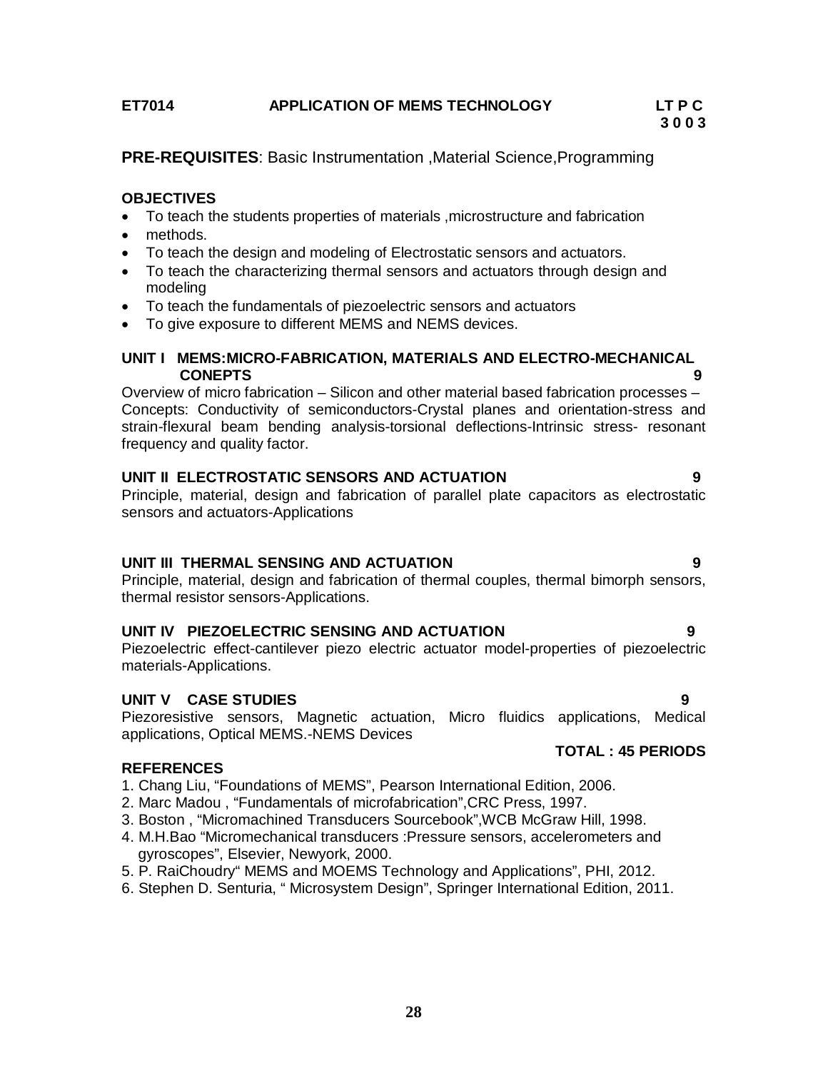**ET7014 APPLICATION OF MEMS TECHNOLOGY**

| L | T | P | C |
|---|---|---|---|
| 3 | 0 | 0 | 3 |

**PRE-REQUISITES**: Basic Instrumentation ,Material Science,Programming

**OBJECTIVES**

- To teach the students properties of materials ,microstructure and fabrication
- methods.
- To teach the design and modeling of Electrostatic sensors and actuators.
- To teach the characterizing thermal sensors and actuators through design and modeling
- To teach the fundamentals of piezoelectric sensors and actuators
- To give exposure to different MEMS and NEMS devices.

**UNIT I MEMS:MICRO-FABRICATION, MATERIALS AND ELECTRO-MECHANICAL CONEPTS 9**

Overview of micro fabrication – Silicon and other material based fabrication processes – Concepts: Conductivity of semiconductors-Crystal planes and orientation-stress and strain-flexural beam bending analysis-torsional deflections-Intrinsic stress- resonant frequency and quality factor.

**UNIT II ELECTROSTATIC SENSORS AND ACTUATION 9**

Principle, material, design and fabrication of parallel plate capacitors as electrostatic sensors and actuators-Applications

**UNIT III THERMAL SENSING AND ACTUATION 9**

Principle, material, design and fabrication of thermal couples, thermal bimorph sensors, thermal resistor sensors-Applications.

**UNIT IV PIEZOELECTRIC SENSING AND ACTUATION 9**

Piezoelectric effect-cantilever piezo electric actuator model-properties of piezoelectric materials-Applications.

**UNIT V CASE STUDIES 9**

Piezoresistive sensors, Magnetic actuation, Micro fluidics applications, Medical applications, Optical MEMS.-NEMS Devices

**TOTAL : 45 PERIODS**

**REFERENCES**

1. Chang Liu, "Foundations of MEMS", Pearson International Edition, 2006.
2. Marc Madou , "Fundamentals of microfabrication",CRC Press, 1997.
3. Boston , "Micromachined Transducers Sourcebook",WCB McGraw Hill, 1998.
4. M.H.Bao "Micromechanical transducers :Pressure sensors, accelerometers and gyroscopes", Elsevier, Newyork, 2000.
5. P. RaiChoudry" MEMS and MOEMS Technology and Applications", PHI, 2012.
6. Stephen D. Senturia, " Microsystem Design", Springer International Edition, 2011.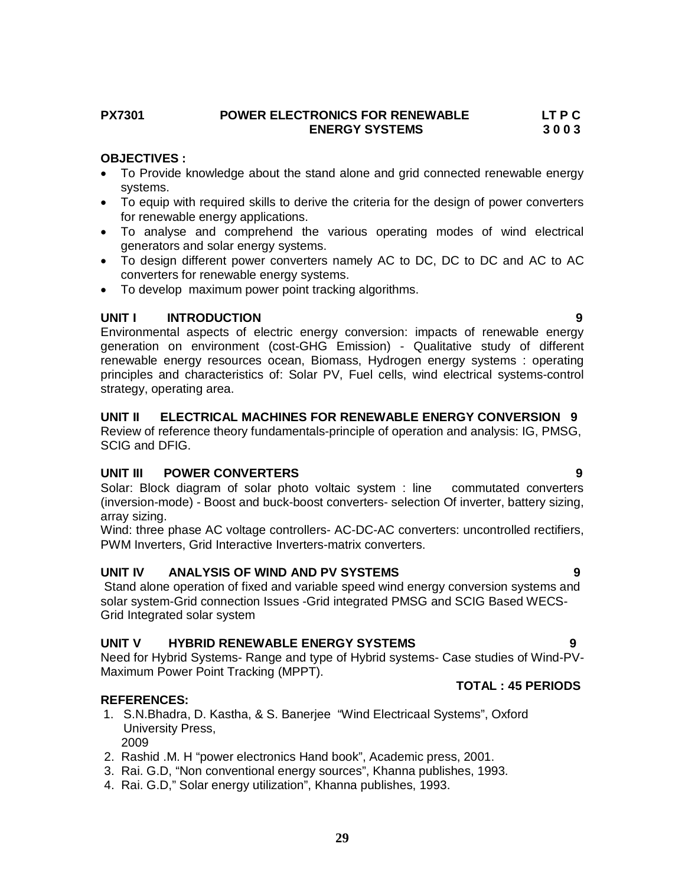**PX7301 POWER ELECTRONICS FOR RENEWABLE ENERGY SYSTEMS** **LT P C 3 0 0 3**

**OBJECTIVES :**

- To Provide knowledge about the stand alone and grid connected renewable energy systems.
- To equip with required skills to derive the criteria for the design of power converters for renewable energy applications.
- To analyse and comprehend the various operating modes of wind electrical generators and solar energy systems.
- To design different power converters namely AC to DC, DC to DC and AC to AC converters for renewable energy systems.
- To develop maximum power point tracking algorithms.

**UNIT I INTRODUCTION 9**

Environmental aspects of electric energy conversion: impacts of renewable energy generation on environment (cost-GHG Emission) - Qualitative study of different renewable energy resources ocean, Biomass, Hydrogen energy systems : operating principles and characteristics of: Solar PV, Fuel cells, wind electrical systems-control strategy, operating area.

**UNIT II ELECTRICAL MACHINES FOR RENEWABLE ENERGY CONVERSION 9**

Review of reference theory fundamentals-principle of operation and analysis: IG, PMSG, SCIG and DFIG.

**UNIT III POWER CONVERTERS 9**

Solar: Block diagram of solar photo voltaic system : line commutated converters (inversion-mode) - Boost and buck-boost converters- selection Of inverter, battery sizing, array sizing.

Wind: three phase AC voltage controllers- AC-DC-AC converters: uncontrolled rectifiers, PWM Inverters, Grid Interactive Inverters-matrix converters.

**UNIT IV ANALYSIS OF WIND AND PV SYSTEMS 9**

Stand alone operation of fixed and variable speed wind energy conversion systems and solar system-Grid connection Issues -Grid integrated PMSG and SCIG Based WECS-Grid Integrated solar system

**UNIT V HYBRID RENEWABLE ENERGY SYSTEMS 9**

Need for Hybrid Systems- Range and type of Hybrid systems- Case studies of Wind-PV-Maximum Power Point Tracking (MPPT).

**TOTAL : 45 PERIODS**

**REFERENCES:**

1. S.N.Bhadra, D. Kastha, & S. Banerjee "Wind Electricaal Systems", Oxford University Press, 2009
2. Rashid .M. H "power electronics Hand book", Academic press, 2001.
3. Rai. G.D, "Non conventional energy sources", Khanna publishes, 1993.
4. Rai. G.D," Solar energy utilization", Khanna publishes, 1993.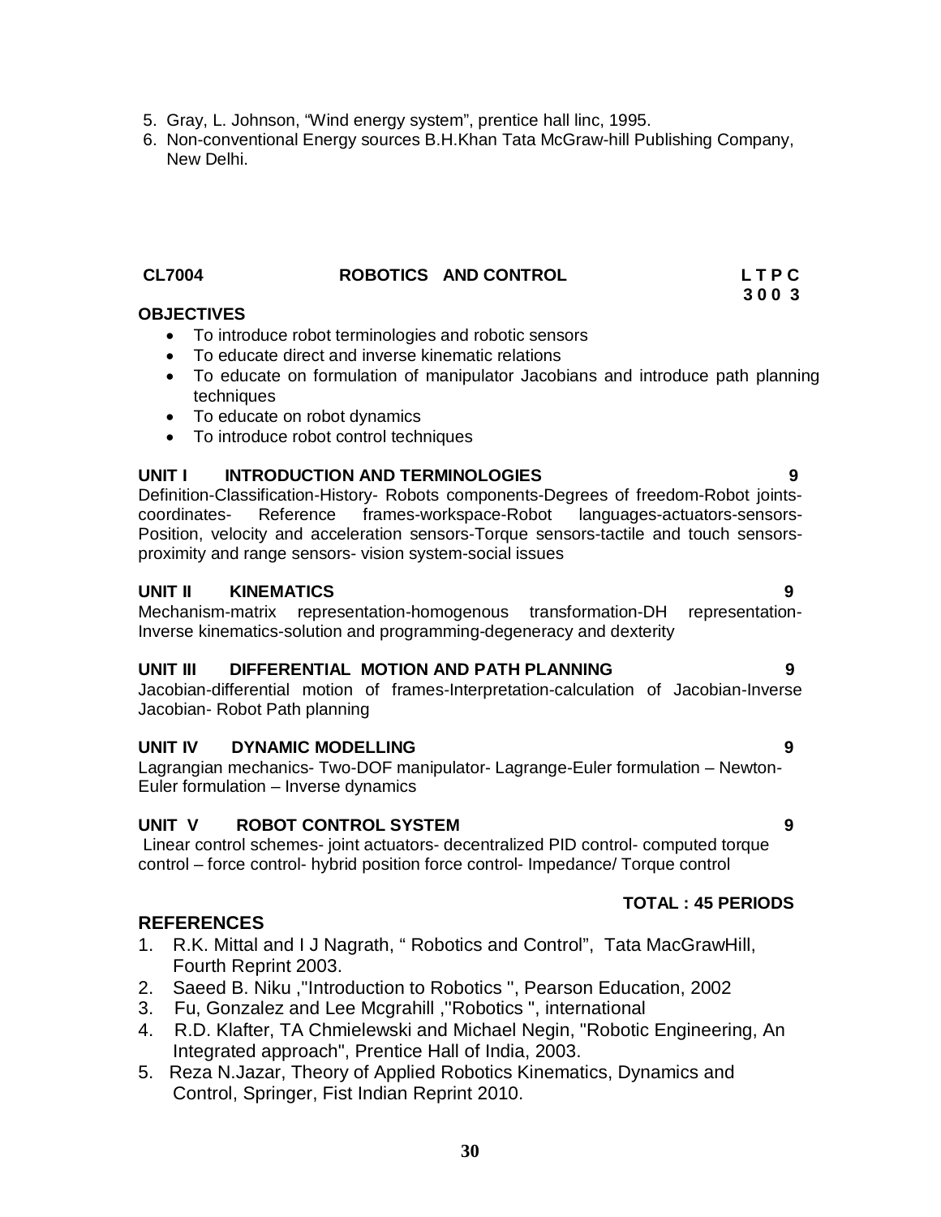5. Gray, L. Johnson, "Wind energy system", prentice hall linc, 1995.
6. Non-conventional Energy sources B.H.Khan Tata McGraw-hill Publishing Company, New Delhi.

## CL7004 ROBOTICS AND CONTROL

| L | T | P | C |
|---|---|---|---|
| 3 | 0 | 0 | 3 |

**OBJECTIVES**

- To introduce robot terminologies and robotic sensors
- To educate direct and inverse kinematic relations
- To educate on formulation of manipulator Jacobians and introduce path planning techniques
- To educate on robot dynamics
- To introduce robot control techniques

**UNIT I INTRODUCTION AND TERMINOLOGIES 9**

Definition-Classification-History- Robots components-Degrees of freedom-Robot joints-coordinates- Reference frames-workspace-Robot languages-actuators-sensors-Position, velocity and acceleration sensors-Torque sensors-tactile and touch sensors-proximity and range sensors- vision system-social issues

**UNIT II KINEMATICS 9**

Mechanism-matrix representation-homogenous transformation-DH representation-Inverse kinematics-solution and programming-degeneracy and dexterity

**UNIT III DIFFERENTIAL MOTION AND PATH PLANNING 9**

Jacobian-differential motion of frames-Interpretation-calculation of Jacobian-Inverse Jacobian- Robot Path planning

**UNIT IV DYNAMIC MODELLING 9**

Lagrangian mechanics- Two-DOF manipulator- Lagrange-Euler formulation – Newton-Euler formulation – Inverse dynamics

**UNIT V ROBOT CONTROL SYSTEM 9**

Linear control schemes- joint actuators- decentralized PID control- computed torque control – force control- hybrid position force control- Impedance/ Torque control

**TOTAL : 45 PERIODS**

**REFERENCES**

1. R.K. Mittal and I J Nagrath, " Robotics and Control", Tata MacGrawHill, Fourth Reprint 2003.
2. Saeed B. Niku ,"Introduction to Robotics ", Pearson Education, 2002
3. Fu, Gonzalez and Lee Mcgrahill ,"Robotics ", international
4. R.D. Klafter, TA Chmielewski and Michael Negin, "Robotic Engineering, An Integrated approach", Prentice Hall of India, 2003.
5. Reza N.Jazar, Theory of Applied Robotics Kinematics, Dynamics and Control, Springer, Fist Indian Reprint 2010.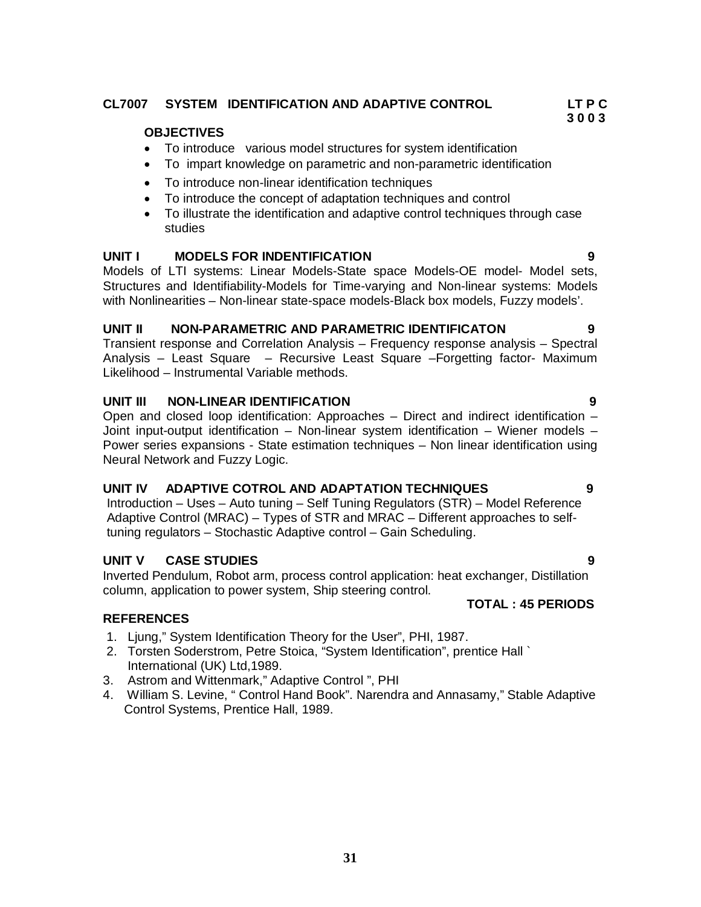## CL7007 SYSTEM IDENTIFICATION AND ADAPTIVE CONTROL

**LT P C**
**3 0 0 3**

**OBJECTIVES**

- To introduce various model structures for system identification
- To impart knowledge on parametric and non-parametric identification
- To introduce non-linear identification techniques
- To introduce the concept of adaptation techniques and control
- To illustrate the identification and adaptive control techniques through case studies

**UNIT I MODELS FOR INDENTIFICATION 9**

Models of LTI systems: Linear Models-State space Models-OE model- Model sets, Structures and Identifiability-Models for Time-varying and Non-linear systems: Models with Nonlinearities – Non-linear state-space models-Black box models, Fuzzy models'.

**UNIT II NON-PARAMETRIC AND PARAMETRIC IDENTIFICATON 9**

Transient response and Correlation Analysis – Frequency response analysis – Spectral Analysis – Least Square – Recursive Least Square –Forgetting factor- Maximum Likelihood – Instrumental Variable methods.

**UNIT III NON-LINEAR IDENTIFICATION 9**

Open and closed loop identification: Approaches – Direct and indirect identification – Joint input-output identification – Non-linear system identification – Wiener models – Power series expansions - State estimation techniques – Non linear identification using Neural Network and Fuzzy Logic.

**UNIT IV ADAPTIVE COTROL AND ADAPTATION TECHNIQUES 9**

Introduction – Uses – Auto tuning – Self Tuning Regulators (STR) – Model Reference Adaptive Control (MRAC) – Types of STR and MRAC – Different approaches to self-tuning regulators – Stochastic Adaptive control – Gain Scheduling.

**UNIT V CASE STUDIES 9**

Inverted Pendulum, Robot arm, process control application: heat exchanger, Distillation column, application to power system, Ship steering control.

**TOTAL : 45 PERIODS**

**REFERENCES**

1. Ljung," System Identification Theory for the User", PHI, 1987.
2. Torsten Soderstrom, Petre Stoica, "System Identification", prentice Hall ` International (UK) Ltd,1989.
3. Astrom and Wittenmark," Adaptive Control ", PHI
4. William S. Levine, " Control Hand Book". Narendra and Annasamy," Stable Adaptive Control Systems, Prentice Hall, 1989.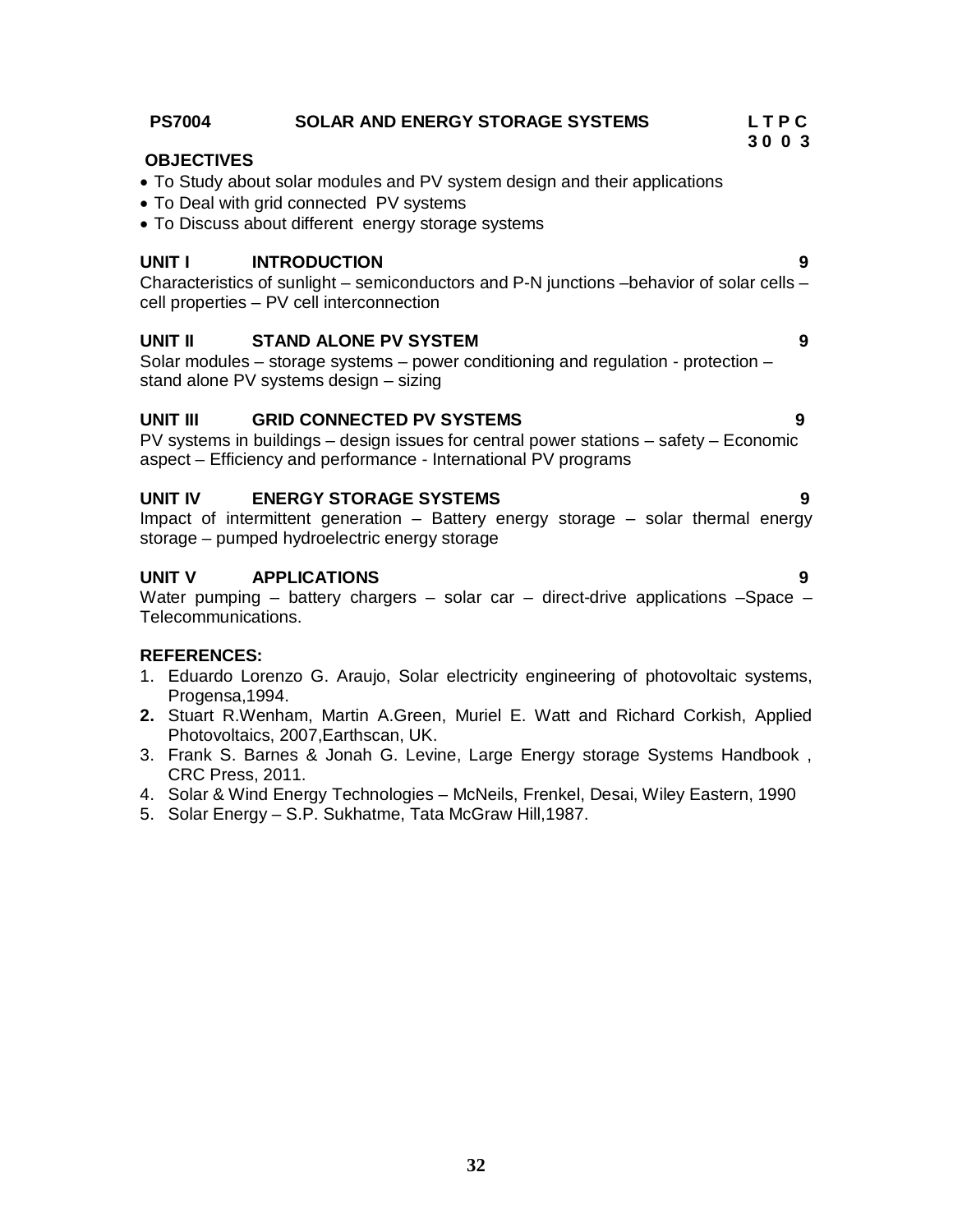**PS7004 SOLAR AND ENERGY STORAGE SYSTEMS**

| L | T | P | C |
|---|---|---|---|
| 3 | 0 | 0 | 3 |

**OBJECTIVES**

- To Study about solar modules and PV system design and their applications
- To Deal with grid connected PV systems
- To Discuss about different energy storage systems

**UNIT I INTRODUCTION 9**

Characteristics of sunlight – semiconductors and P-N junctions –behavior of solar cells – cell properties – PV cell interconnection

**UNIT II STAND ALONE PV SYSTEM 9**

Solar modules – storage systems – power conditioning and regulation - protection – stand alone PV systems design – sizing

**UNIT III GRID CONNECTED PV SYSTEMS 9**

PV systems in buildings – design issues for central power stations – safety – Economic aspect – Efficiency and performance - International PV programs

**UNIT IV ENERGY STORAGE SYSTEMS 9**

Impact of intermittent generation – Battery energy storage – solar thermal energy storage – pumped hydroelectric energy storage

**UNIT V APPLICATIONS 9**

Water pumping – battery chargers – solar car – direct-drive applications –Space – Telecommunications.

**REFERENCES:**

1. Eduardo Lorenzo G. Araujo, Solar electricity engineering of photovoltaic systems, Progensa,1994.
2. Stuart R.Wenham, Martin A.Green, Muriel E. Watt and Richard Corkish, Applied Photovoltaics, 2007,Earthscan, UK.
3. Frank S. Barnes & Jonah G. Levine, Large Energy storage Systems Handbook , CRC Press, 2011.
4. Solar & Wind Energy Technologies – McNeils, Frenkel, Desai, Wiley Eastern, 1990
5. Solar Energy – S.P. Sukhatme, Tata McGraw Hill,1987.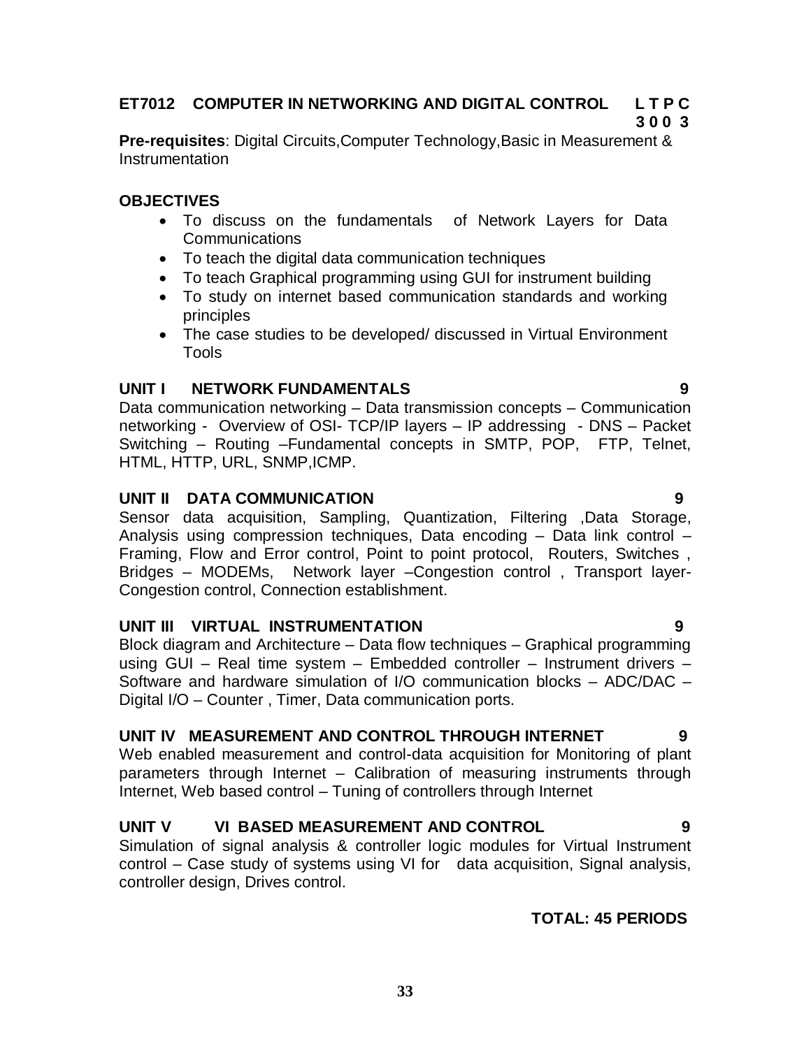## ET7012 COMPUTER IN NETWORKING AND DIGITAL CONTROL

**L T P C**
**3 0 0 3**

**Pre-requisites**: Digital Circuits,Computer Technology,Basic in Measurement & Instrumentation

### OBJECTIVES

- To discuss on the fundamentals of Network Layers for Data Communications
- To teach the digital data communication techniques
- To teach Graphical programming using GUI for instrument building
- To study on internet based communication standards and working principles
- The case studies to be developed/ discussed in Virtual Environment Tools

### UNIT I NETWORK FUNDAMENTALS 9

Data communication networking – Data transmission concepts – Communication networking - Overview of OSI- TCP/IP layers – IP addressing - DNS – Packet Switching – Routing –Fundamental concepts in SMTP, POP, FTP, Telnet, HTML, HTTP, URL, SNMP,ICMP.

### UNIT II DATA COMMUNICATION 9

Sensor data acquisition, Sampling, Quantization, Filtering ,Data Storage, Analysis using compression techniques, Data encoding – Data link control – Framing, Flow and Error control, Point to point protocol, Routers, Switches , Bridges – MODEMs, Network layer –Congestion control , Transport layer- Congestion control, Connection establishment.

### UNIT III VIRTUAL INSTRUMENTATION 9

Block diagram and Architecture – Data flow techniques – Graphical programming using GUI – Real time system – Embedded controller – Instrument drivers – Software and hardware simulation of I/O communication blocks – ADC/DAC – Digital I/O – Counter , Timer, Data communication ports.

### UNIT IV MEASUREMENT AND CONTROL THROUGH INTERNET 9

Web enabled measurement and control-data acquisition for Monitoring of plant parameters through Internet – Calibration of measuring instruments through Internet, Web based control – Tuning of controllers through Internet

### UNIT V VI BASED MEASUREMENT AND CONTROL 9

Simulation of signal analysis & controller logic modules for Virtual Instrument control – Case study of systems using VI for data acquisition, Signal analysis, controller design, Drives control.

**TOTAL: 45 PERIODS**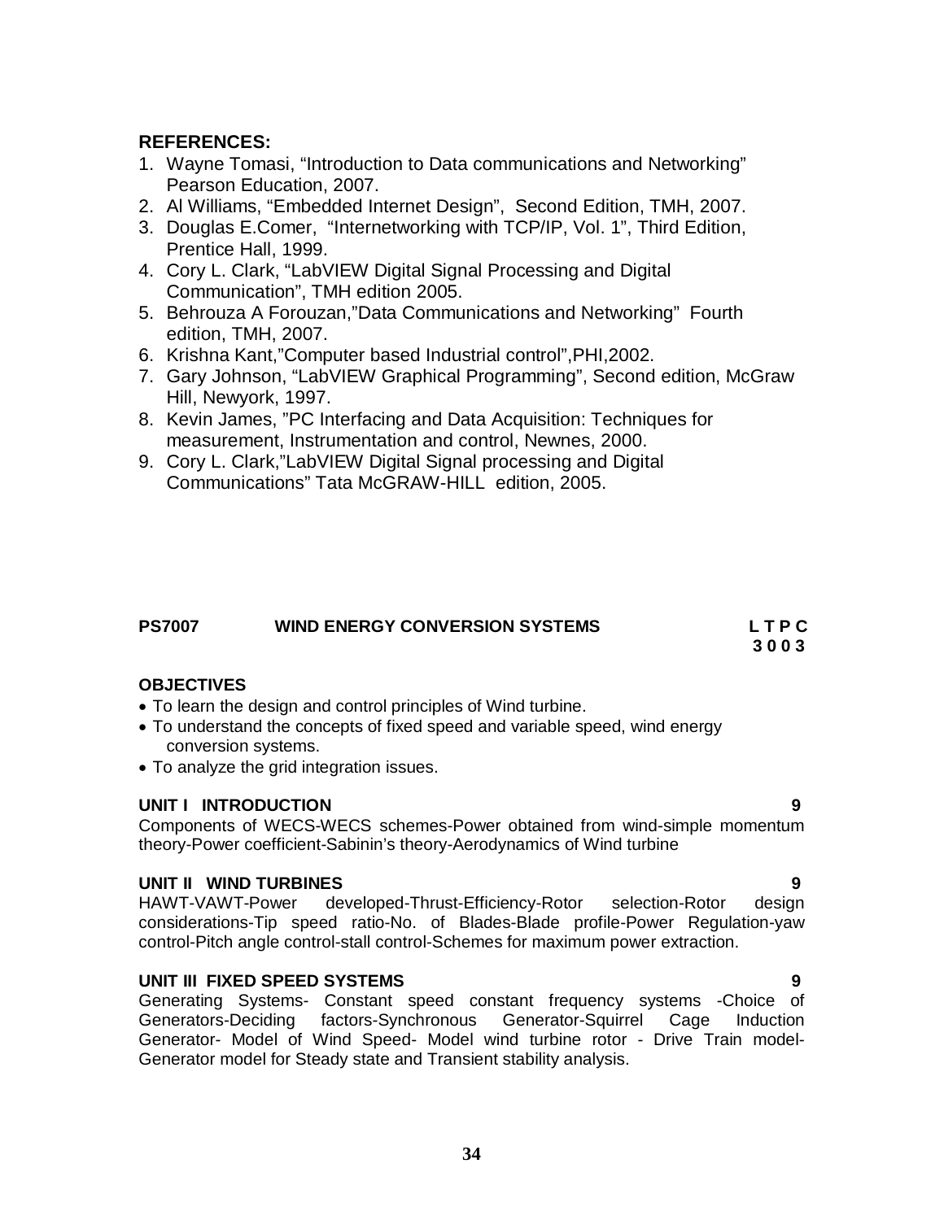**REFERENCES:**

1. Wayne Tomasi, "Introduction to Data communications and Networking" Pearson Education, 2007.
2. Al Williams, "Embedded Internet Design", Second Edition, TMH, 2007.
3. Douglas E.Comer, "Internetworking with TCP/IP, Vol. 1", Third Edition, Prentice Hall, 1999.
4. Cory L. Clark, "LabVIEW Digital Signal Processing and Digital Communication", TMH edition 2005.
5. Behrouza A Forouzan,"Data Communications and Networking" Fourth edition, TMH, 2007.
6. Krishna Kant,"Computer based Industrial control",PHI,2002.
7. Gary Johnson, "LabVIEW Graphical Programming", Second edition, McGraw Hill, Newyork, 1997.
8. Kevin James, "PC Interfacing and Data Acquisition: Techniques for measurement, Instrumentation and control, Newnes, 2000.
9. Cory L. Clark,"LabVIEW Digital Signal processing and Digital Communications" Tata McGRAW-HILL edition, 2005.

## PS7007 WIND ENERGY CONVERSION SYSTEMS

**L T P C**
**3 0 0 3**

**OBJECTIVES**

- To learn the design and control principles of Wind turbine.
- To understand the concepts of fixed speed and variable speed, wind energy conversion systems.
- To analyze the grid integration issues.

**UNIT I INTRODUCTION 9**

Components of WECS-WECS schemes-Power obtained from wind-simple momentum theory-Power coefficient-Sabinin's theory-Aerodynamics of Wind turbine

**UNIT II WIND TURBINES 9**

HAWT-VAWT-Power developed-Thrust-Efficiency-Rotor selection-Rotor design considerations-Tip speed ratio-No. of Blades-Blade profile-Power Regulation-yaw control-Pitch angle control-stall control-Schemes for maximum power extraction.

**UNIT III FIXED SPEED SYSTEMS 9**

Generating Systems- Constant speed constant frequency systems -Choice of Generators-Deciding factors-Synchronous Generator-Squirrel Cage Induction Generator- Model of Wind Speed- Model wind turbine rotor - Drive Train model-Generator model for Steady state and Transient stability analysis.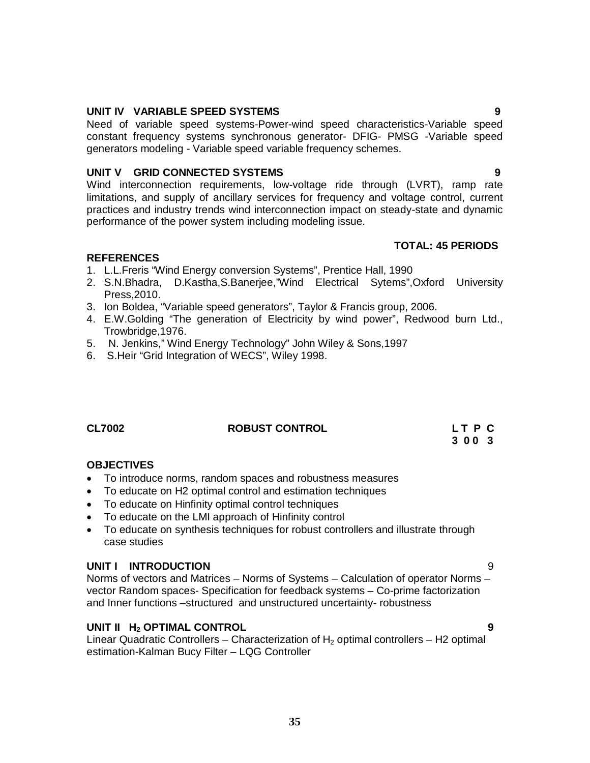**UNIT IV VARIABLE SPEED SYSTEMS** **9**

Need of variable speed systems-Power-wind speed characteristics-Variable speed constant frequency systems synchronous generator- DFIG- PMSG -Variable speed generators modeling - Variable speed variable frequency schemes.

**UNIT V GRID CONNECTED SYSTEMS** **9**

Wind interconnection requirements, low-voltage ride through (LVRT), ramp rate limitations, and supply of ancillary services for frequency and voltage control, current practices and industry trends wind interconnection impact on steady-state and dynamic performance of the power system including modeling issue.

**TOTAL: 45 PERIODS**

**REFERENCES**

1. L.L.Freris "Wind Energy conversion Systems", Prentice Hall, 1990
2. S.N.Bhadra, D.Kastha,S.Banerjee,"Wind Electrical Sytems",Oxford University Press,2010.
3. Ion Boldea, "Variable speed generators", Taylor & Francis group, 2006.
4. E.W.Golding "The generation of Electricity by wind power", Redwood burn Ltd., Trowbridge,1976.
5. N. Jenkins," Wind Energy Technology" John Wiley & Sons,1997
6. S.Heir "Grid Integration of WECS", Wiley 1998.

| **CL7002** | **ROBUST CONTROL** | **L T P C** |
|---|---|---|
| | | **3 0 0 3** |

**OBJECTIVES**

- To introduce norms, random spaces and robustness measures
- To educate on H2 optimal control and estimation techniques
- To educate on Hinfinity optimal control techniques
- To educate on the LMI approach of Hinfinity control
- To educate on synthesis techniques for robust controllers and illustrate through case studies

**UNIT I INTRODUCTION** 9

Norms of vectors and Matrices – Norms of Systems – Calculation of operator Norms – vector Random spaces- Specification for feedback systems – Co-prime factorization and Inner functions –structured and unstructured uncertainty- robustness

**UNIT II $H_2$ OPTIMAL CONTROL** **9**

Linear Quadratic Controllers – Characterization of $H_2$ optimal controllers – H2 optimal estimation-Kalman Bucy Filter – LQG Controller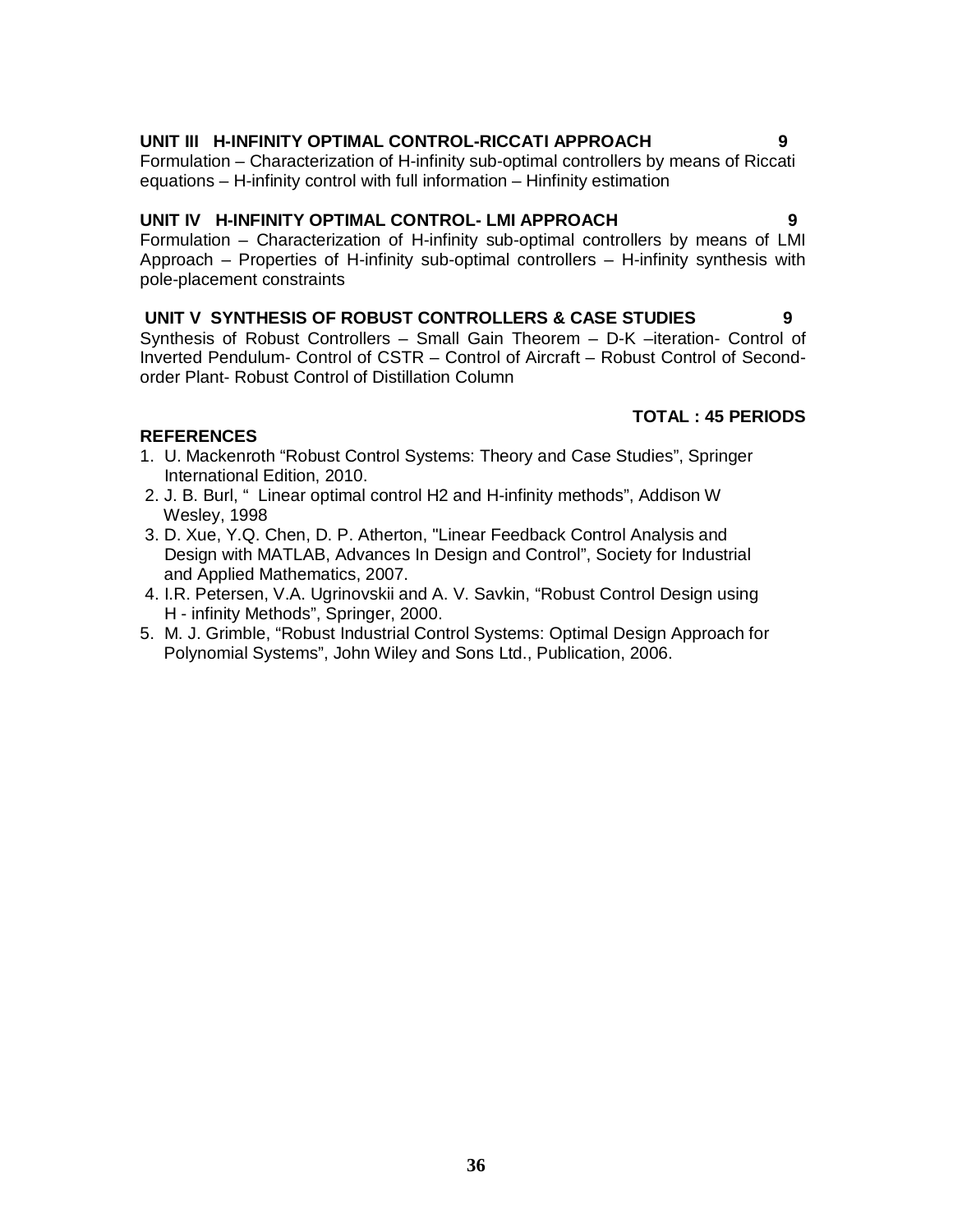**UNIT III H-INFINITY OPTIMAL CONTROL-RICCATI APPROACH 9**

Formulation – Characterization of H-infinity sub-optimal controllers by means of Riccati equations – H-infinity control with full information – Hinfinity estimation

**UNIT IV H-INFINITY OPTIMAL CONTROL- LMI APPROACH 9**

Formulation – Characterization of H-infinity sub-optimal controllers by means of LMI Approach – Properties of H-infinity sub-optimal controllers – H-infinity synthesis with pole-placement constraints

**UNIT V SYNTHESIS OF ROBUST CONTROLLERS & CASE STUDIES 9**

Synthesis of Robust Controllers – Small Gain Theorem – D-K –iteration- Control of Inverted Pendulum- Control of CSTR – Control of Aircraft – Robust Control of Second-order Plant- Robust Control of Distillation Column

**TOTAL : 45 PERIODS**

**REFERENCES**

1. U. Mackenroth "Robust Control Systems: Theory and Case Studies", Springer International Edition, 2010.
2. J. B. Burl, " Linear optimal control H2 and H-infinity methods", Addison W Wesley, 1998
3. D. Xue, Y.Q. Chen, D. P. Atherton, "Linear Feedback Control Analysis and Design with MATLAB, Advances In Design and Control", Society for Industrial and Applied Mathematics, 2007.
4. I.R. Petersen, V.A. Ugrinovskii and A. V. Savkin, "Robust Control Design using H - infinity Methods", Springer, 2000.
5. M. J. Grimble, "Robust Industrial Control Systems: Optimal Design Approach for Polynomial Systems", John Wiley and Sons Ltd., Publication, 2006.